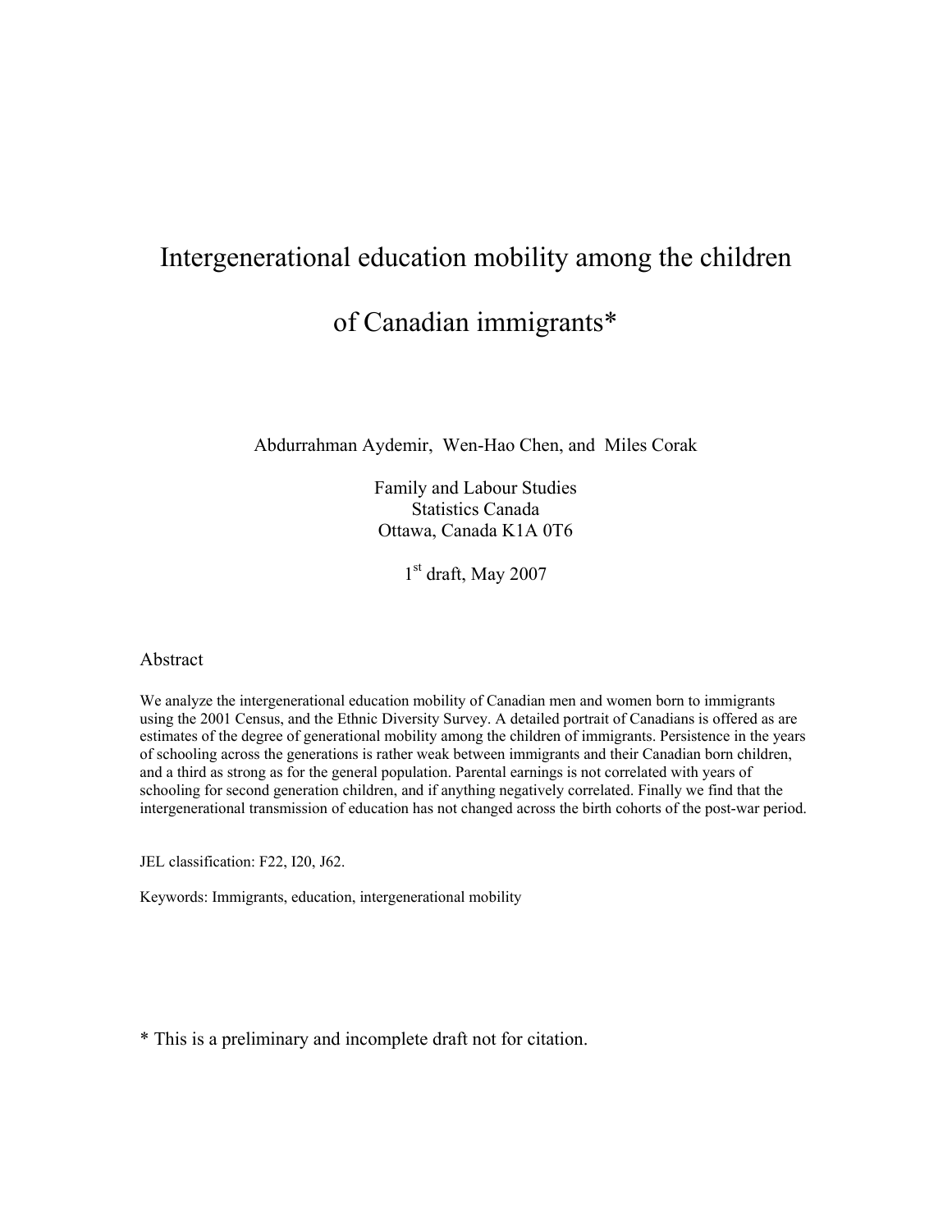# Intergenerational education mobility among the children of Canadian immigrants*

Abdurrahman Aydemir, Wen-Hao Chen, and Miles Corak

Family and Labour Studies
Statistics Canada
Ottawa, Canada K1A 0T6

1st draft, May 2007

## Abstract

We analyze the intergenerational education mobility of Canadian men and women born to immigrants using the 2001 Census, and the Ethnic Diversity Survey. A detailed portrait of Canadians is offered as are estimates of the degree of generational mobility among the children of immigrants. Persistence in the years of schooling across the generations is rather weak between immigrants and their Canadian born children, and a third as strong as for the general population. Parental earnings is not correlated with years of schooling for second generation children, and if anything negatively correlated. Finally we find that the intergenerational transmission of education has not changed across the birth cohorts of the post-war period.

JEL classification: F22, I20, J62.

Keywords: Immigrants, education, intergenerational mobility

* This is a preliminary and incomplete draft not for citation.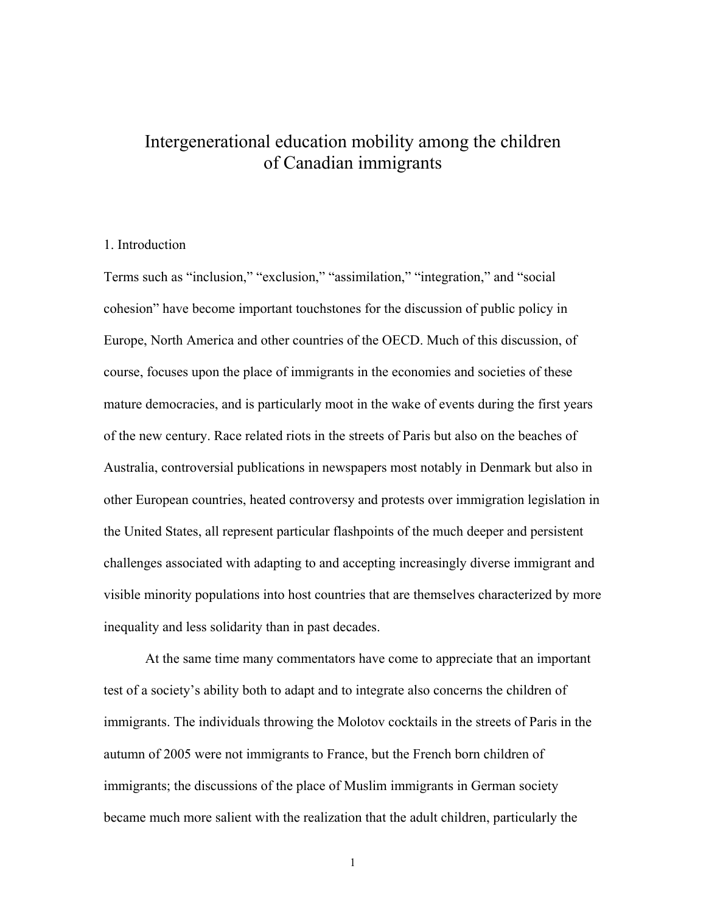# Intergenerational education mobility among the children of Canadian immigrants

## 1. Introduction

Terms such as "inclusion," "exclusion," "assimilation," "integration," and "social cohesion" have become important touchstones for the discussion of public policy in Europe, North America and other countries of the OECD. Much of this discussion, of course, focuses upon the place of immigrants in the economies and societies of these mature democracies, and is particularly moot in the wake of events during the first years of the new century. Race related riots in the streets of Paris but also on the beaches of Australia, controversial publications in newspapers most notably in Denmark but also in other European countries, heated controversy and protests over immigration legislation in the United States, all represent particular flashpoints of the much deeper and persistent challenges associated with adapting to and accepting increasingly diverse immigrant and visible minority populations into host countries that are themselves characterized by more inequality and less solidarity than in past decades.

At the same time many commentators have come to appreciate that an important test of a society's ability both to adapt and to integrate also concerns the children of immigrants. The individuals throwing the Molotov cocktails in the streets of Paris in the autumn of 2005 were not immigrants to France, but the French born children of immigrants; the discussions of the place of Muslim immigrants in German society became much more salient with the realization that the adult children, particularly the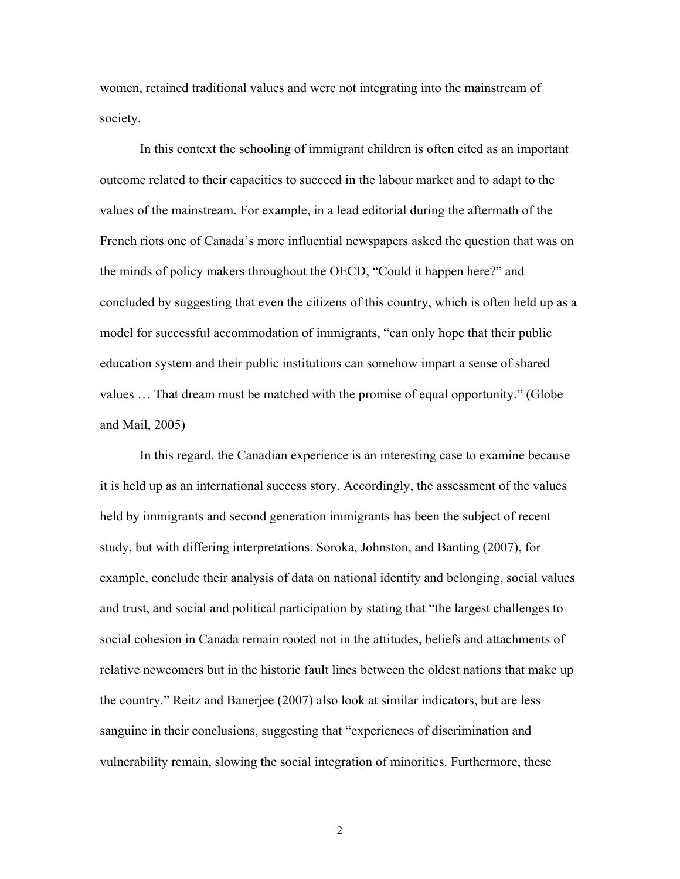women, retained traditional values and were not integrating into the mainstream of society.

In this context the schooling of immigrant children is often cited as an important outcome related to their capacities to succeed in the labour market and to adapt to the values of the mainstream. For example, in a lead editorial during the aftermath of the French riots one of Canada's more influential newspapers asked the question that was on the minds of policy makers throughout the OECD, "Could it happen here?" and concluded by suggesting that even the citizens of this country, which is often held up as a model for successful accommodation of immigrants, "can only hope that their public education system and their public institutions can somehow impart a sense of shared values … That dream must be matched with the promise of equal opportunity." (Globe and Mail, 2005)

In this regard, the Canadian experience is an interesting case to examine because it is held up as an international success story. Accordingly, the assessment of the values held by immigrants and second generation immigrants has been the subject of recent study, but with differing interpretations. Soroka, Johnston, and Banting (2007), for example, conclude their analysis of data on national identity and belonging, social values and trust, and social and political participation by stating that "the largest challenges to social cohesion in Canada remain rooted not in the attitudes, beliefs and attachments of relative newcomers but in the historic fault lines between the oldest nations that make up the country." Reitz and Banerjee (2007) also look at similar indicators, but are less sanguine in their conclusions, suggesting that "experiences of discrimination and vulnerability remain, slowing the social integration of minorities. Furthermore, these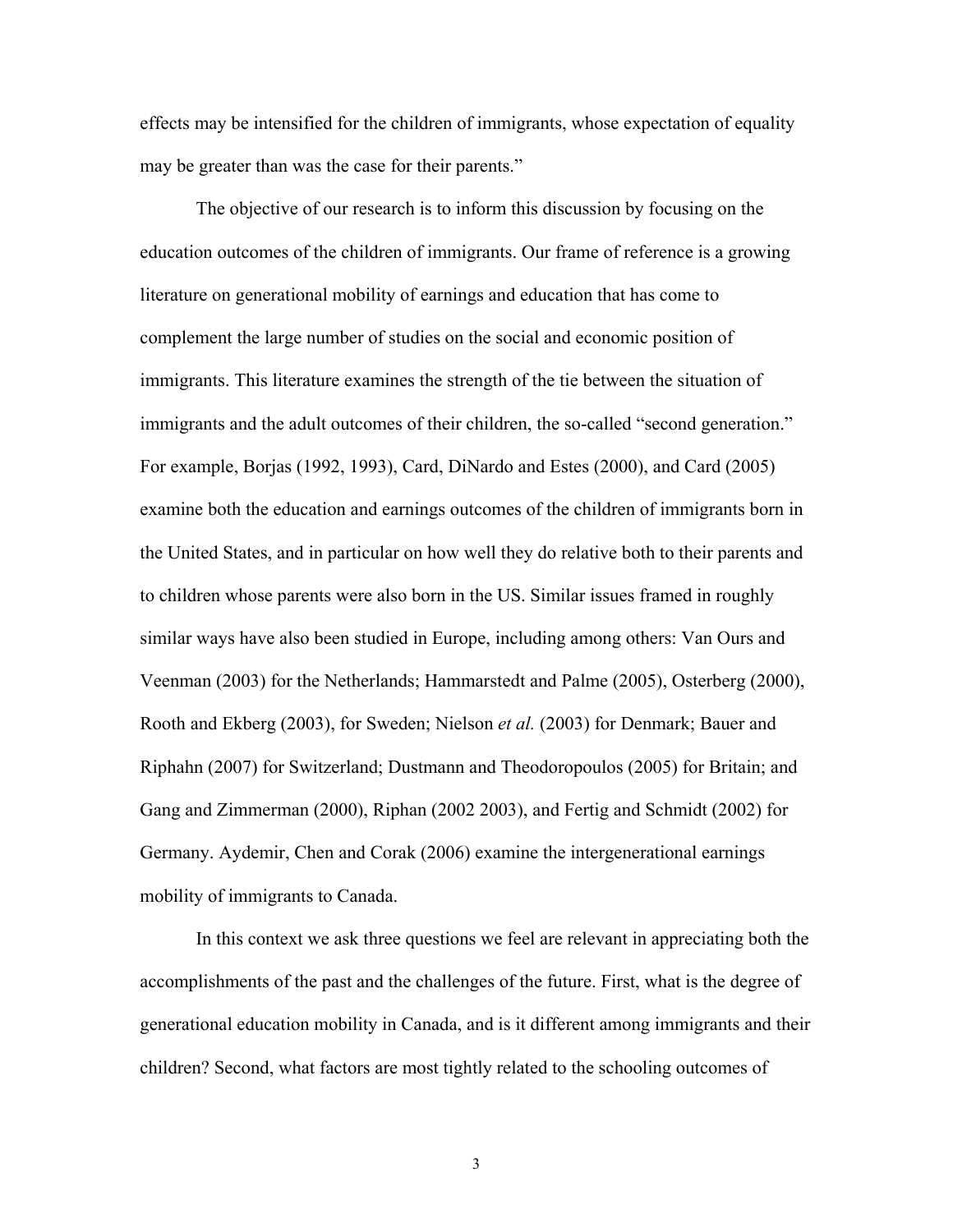effects may be intensified for the children of immigrants, whose expectation of equality may be greater than was the case for their parents."

The objective of our research is to inform this discussion by focusing on the education outcomes of the children of immigrants. Our frame of reference is a growing literature on generational mobility of earnings and education that has come to complement the large number of studies on the social and economic position of immigrants. This literature examines the strength of the tie between the situation of immigrants and the adult outcomes of their children, the so-called "second generation." For example, Borjas (1992, 1993), Card, DiNardo and Estes (2000), and Card (2005) examine both the education and earnings outcomes of the children of immigrants born in the United States, and in particular on how well they do relative both to their parents and to children whose parents were also born in the US. Similar issues framed in roughly similar ways have also been studied in Europe, including among others: Van Ours and Veenman (2003) for the Netherlands; Hammarstedt and Palme (2005), Osterberg (2000), Rooth and Ekberg (2003), for Sweden; Nielson *et al.* (2003) for Denmark; Bauer and Riphahn (2007) for Switzerland; Dustmann and Theodoropoulos (2005) for Britain; and Gang and Zimmerman (2000), Riphan (2002 2003), and Fertig and Schmidt (2002) for Germany. Aydemir, Chen and Corak (2006) examine the intergenerational earnings mobility of immigrants to Canada.

In this context we ask three questions we feel are relevant in appreciating both the accomplishments of the past and the challenges of the future. First, what is the degree of generational education mobility in Canada, and is it different among immigrants and their children? Second, what factors are most tightly related to the schooling outcomes of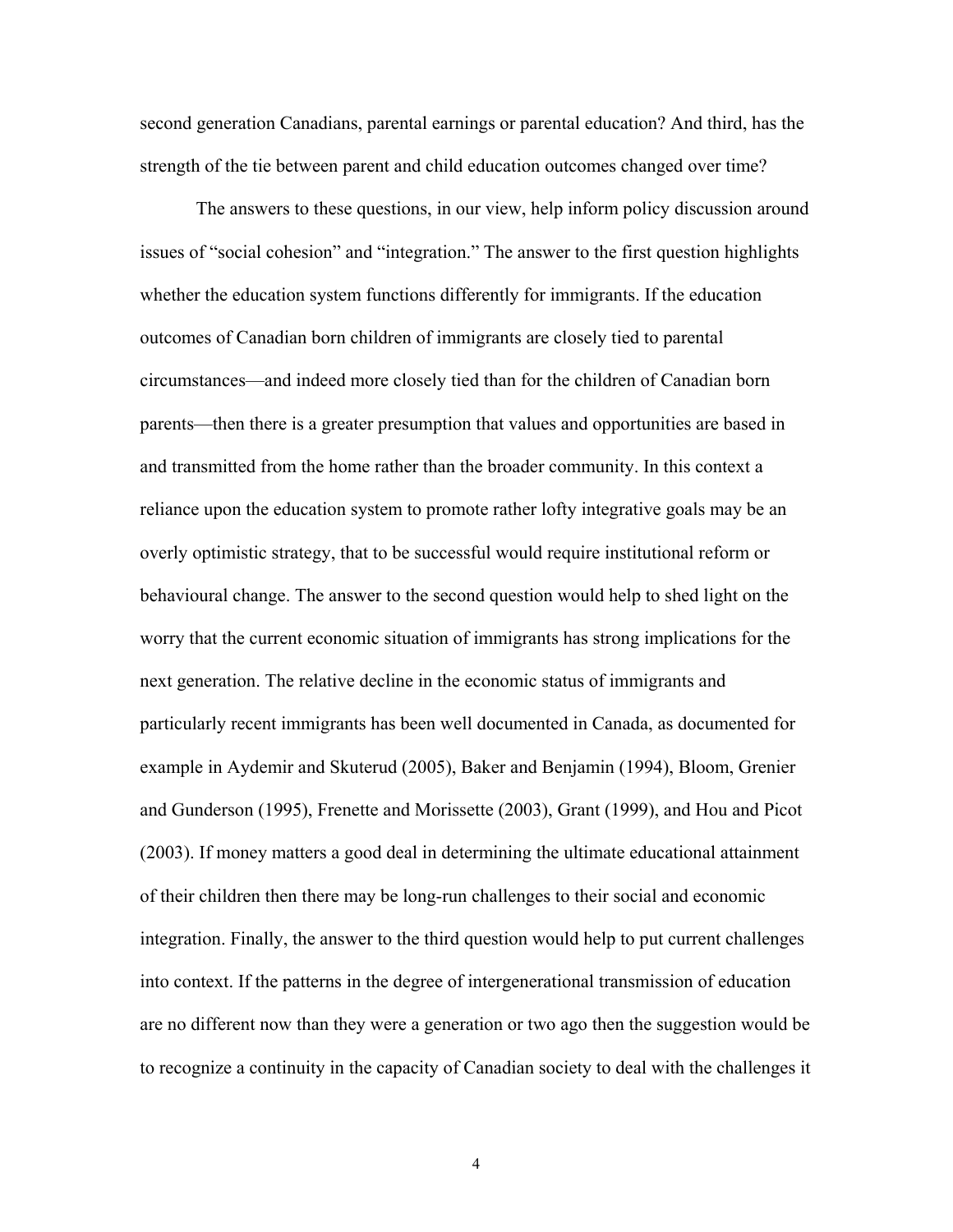second generation Canadians, parental earnings or parental education? And third, has the strength of the tie between parent and child education outcomes changed over time?

The answers to these questions, in our view, help inform policy discussion around issues of "social cohesion" and "integration." The answer to the first question highlights whether the education system functions differently for immigrants. If the education outcomes of Canadian born children of immigrants are closely tied to parental circumstances—and indeed more closely tied than for the children of Canadian born parents—then there is a greater presumption that values and opportunities are based in and transmitted from the home rather than the broader community. In this context a reliance upon the education system to promote rather lofty integrative goals may be an overly optimistic strategy, that to be successful would require institutional reform or behavioural change. The answer to the second question would help to shed light on the worry that the current economic situation of immigrants has strong implications for the next generation. The relative decline in the economic status of immigrants and particularly recent immigrants has been well documented in Canada, as documented for example in Aydemir and Skuterud (2005), Baker and Benjamin (1994), Bloom, Grenier and Gunderson (1995), Frenette and Morissette (2003), Grant (1999), and Hou and Picot (2003). If money matters a good deal in determining the ultimate educational attainment of their children then there may be long-run challenges to their social and economic integration. Finally, the answer to the third question would help to put current challenges into context. If the patterns in the degree of intergenerational transmission of education are no different now than they were a generation or two ago then the suggestion would be to recognize a continuity in the capacity of Canadian society to deal with the challenges it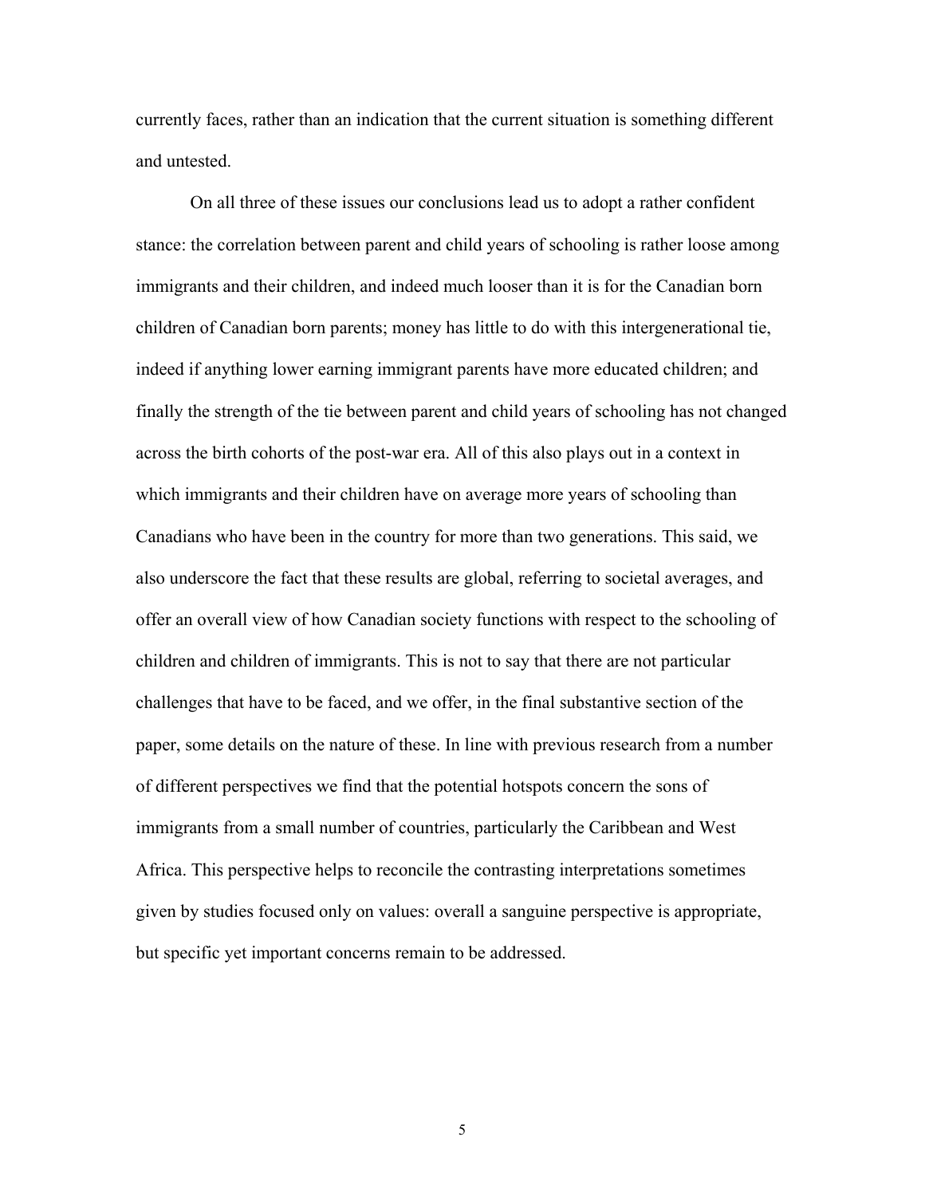currently faces, rather than an indication that the current situation is something different and untested.

On all three of these issues our conclusions lead us to adopt a rather confident stance: the correlation between parent and child years of schooling is rather loose among immigrants and their children, and indeed much looser than it is for the Canadian born children of Canadian born parents; money has little to do with this intergenerational tie, indeed if anything lower earning immigrant parents have more educated children; and finally the strength of the tie between parent and child years of schooling has not changed across the birth cohorts of the post-war era. All of this also plays out in a context in which immigrants and their children have on average more years of schooling than Canadians who have been in the country for more than two generations. This said, we also underscore the fact that these results are global, referring to societal averages, and offer an overall view of how Canadian society functions with respect to the schooling of children and children of immigrants. This is not to say that there are not particular challenges that have to be faced, and we offer, in the final substantive section of the paper, some details on the nature of these. In line with previous research from a number of different perspectives we find that the potential hotspots concern the sons of immigrants from a small number of countries, particularly the Caribbean and West Africa. This perspective helps to reconcile the contrasting interpretations sometimes given by studies focused only on values: overall a sanguine perspective is appropriate, but specific yet important concerns remain to be addressed.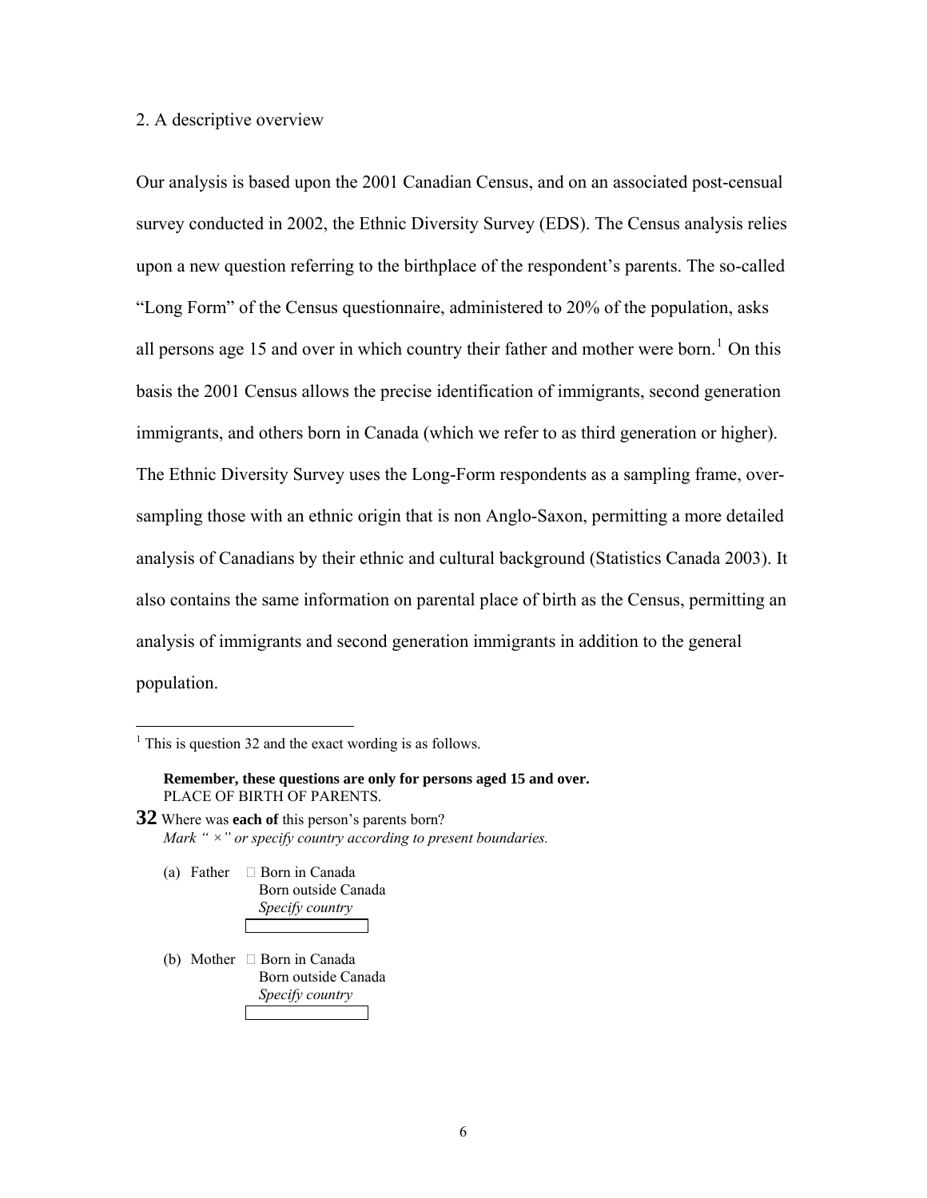## 2. A descriptive overview

Our analysis is based upon the 2001 Canadian Census, and on an associated post-censual survey conducted in 2002, the Ethnic Diversity Survey (EDS). The Census analysis relies upon a new question referring to the birthplace of the respondent's parents. The so-called "Long Form" of the Census questionnaire, administered to 20% of the population, asks all persons age 15 and over in which country their father and mother were born.[1] On this basis the 2001 Census allows the precise identification of immigrants, second generation immigrants, and others born in Canada (which we refer to as third generation or higher). The Ethnic Diversity Survey uses the Long-Form respondents as a sampling frame, over-sampling those with an ethnic origin that is non Anglo-Saxon, permitting a more detailed analysis of Canadians by their ethnic and cultural background (Statistics Canada 2003). It also contains the same information on parental place of birth as the Census, permitting an analysis of immigrants and second generation immigrants in addition to the general population.

---

[1] This is question 32 and the exact wording is as follows.

**Remember, these questions are only for persons aged 15 and over.**
PLACE OF BIRTH OF PARENTS.

**32** Where was **each of** this person's parents born?
*Mark " ×" or specify country according to present boundaries.*

(a) Father □ Born in Canada
Born outside Canada
*Specify country*
[ ]

(b) Mother □ Born in Canada
Born outside Canada
*Specify country*
[ ]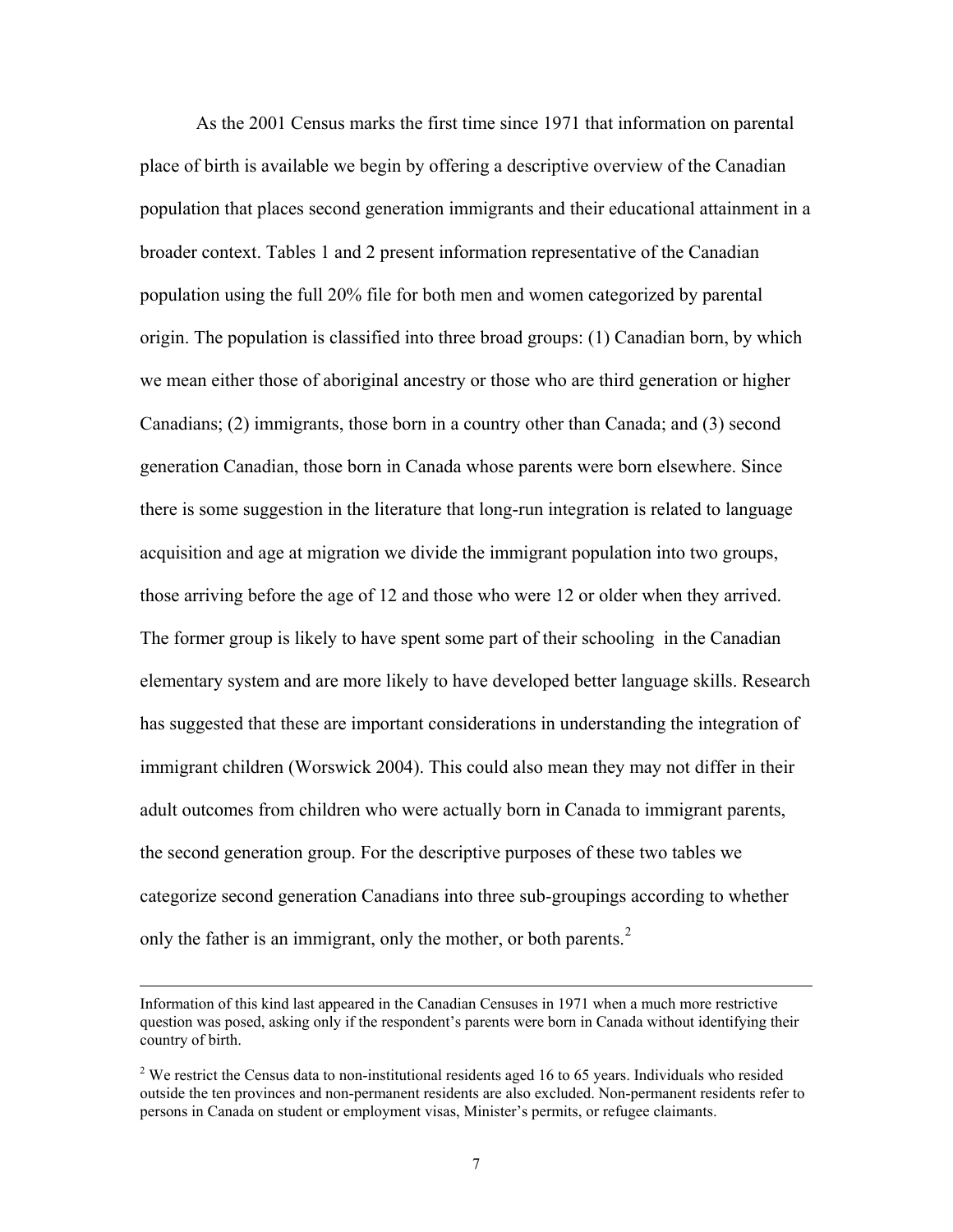As the 2001 Census marks the first time since 1971 that information on parental place of birth is available we begin by offering a descriptive overview of the Canadian population that places second generation immigrants and their educational attainment in a broader context. Tables 1 and 2 present information representative of the Canadian population using the full 20% file for both men and women categorized by parental origin. The population is classified into three broad groups: (1) Canadian born, by which we mean either those of aboriginal ancestry or those who are third generation or higher Canadians; (2) immigrants, those born in a country other than Canada; and (3) second generation Canadian, those born in Canada whose parents were born elsewhere. Since there is some suggestion in the literature that long-run integration is related to language acquisition and age at migration we divide the immigrant population into two groups, those arriving before the age of 12 and those who were 12 or older when they arrived. The former group is likely to have spent some part of their schooling in the Canadian elementary system and are more likely to have developed better language skills. Research has suggested that these are important considerations in understanding the integration of immigrant children (Worswick 2004). This could also mean they may not differ in their adult outcomes from children who were actually born in Canada to immigrant parents, the second generation group. For the descriptive purposes of these two tables we categorize second generation Canadians into three sub-groupings according to whether only the father is an immigrant, only the mother, or both parents.[2]

---

Information of this kind last appeared in the Canadian Censuses in 1971 when a much more restrictive question was posed, asking only if the respondent's parents were born in Canada without identifying their country of birth.

[2] We restrict the Census data to non-institutional residents aged 16 to 65 years. Individuals who resided outside the ten provinces and non-permanent residents are also excluded. Non-permanent residents refer to persons in Canada on student or employment visas, Minister's permits, or refugee claimants.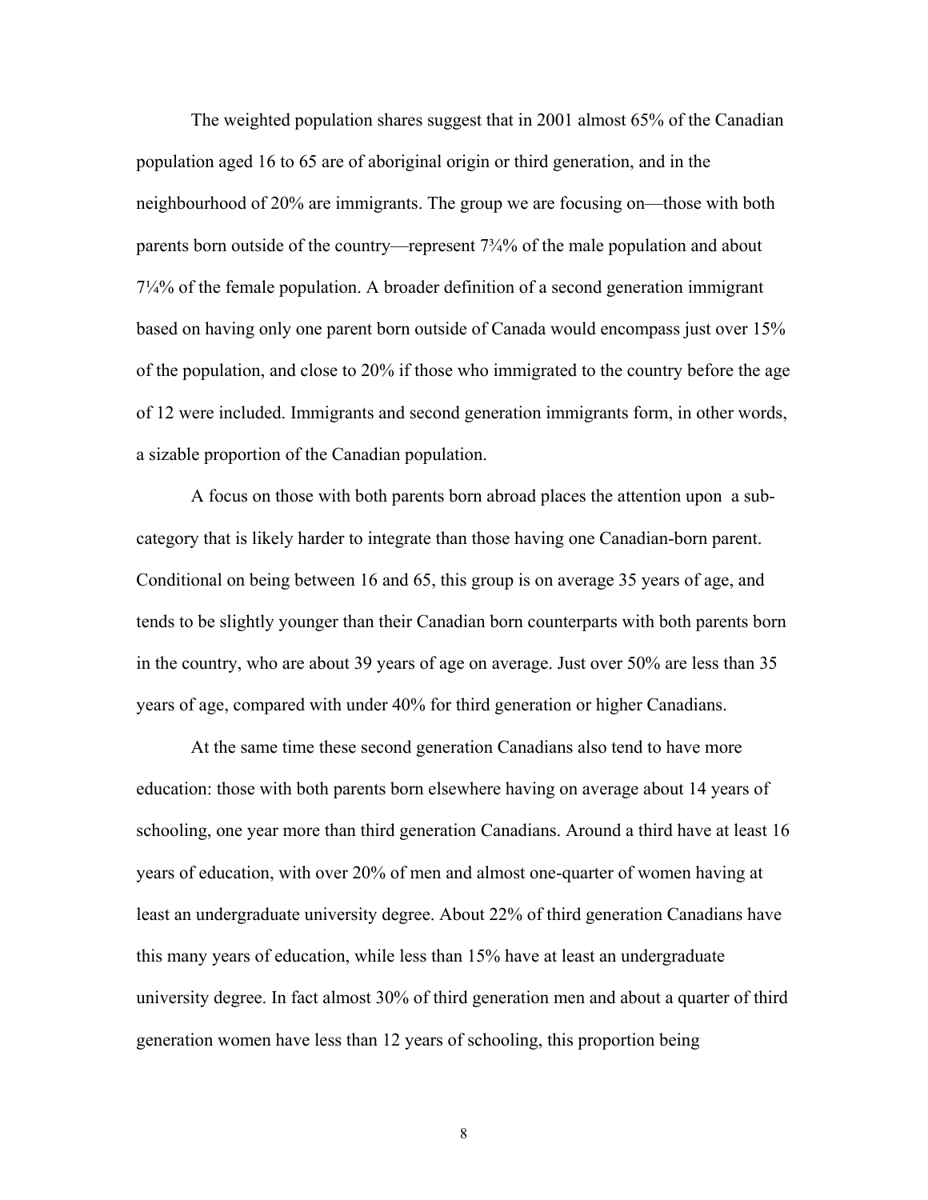The weighted population shares suggest that in 2001 almost 65% of the Canadian population aged 16 to 65 are of aboriginal origin or third generation, and in the neighbourhood of 20% are immigrants. The group we are focusing on—those with both parents born outside of the country—represent 7¾% of the male population and about 7¼% of the female population. A broader definition of a second generation immigrant based on having only one parent born outside of Canada would encompass just over 15% of the population, and close to 20% if those who immigrated to the country before the age of 12 were included. Immigrants and second generation immigrants form, in other words, a sizable proportion of the Canadian population.

A focus on those with both parents born abroad places the attention upon a sub-category that is likely harder to integrate than those having one Canadian-born parent. Conditional on being between 16 and 65, this group is on average 35 years of age, and tends to be slightly younger than their Canadian born counterparts with both parents born in the country, who are about 39 years of age on average. Just over 50% are less than 35 years of age, compared with under 40% for third generation or higher Canadians.

At the same time these second generation Canadians also tend to have more education: those with both parents born elsewhere having on average about 14 years of schooling, one year more than third generation Canadians. Around a third have at least 16 years of education, with over 20% of men and almost one-quarter of women having at least an undergraduate university degree. About 22% of third generation Canadians have this many years of education, while less than 15% have at least an undergraduate university degree. In fact almost 30% of third generation men and about a quarter of third generation women have less than 12 years of schooling, this proportion being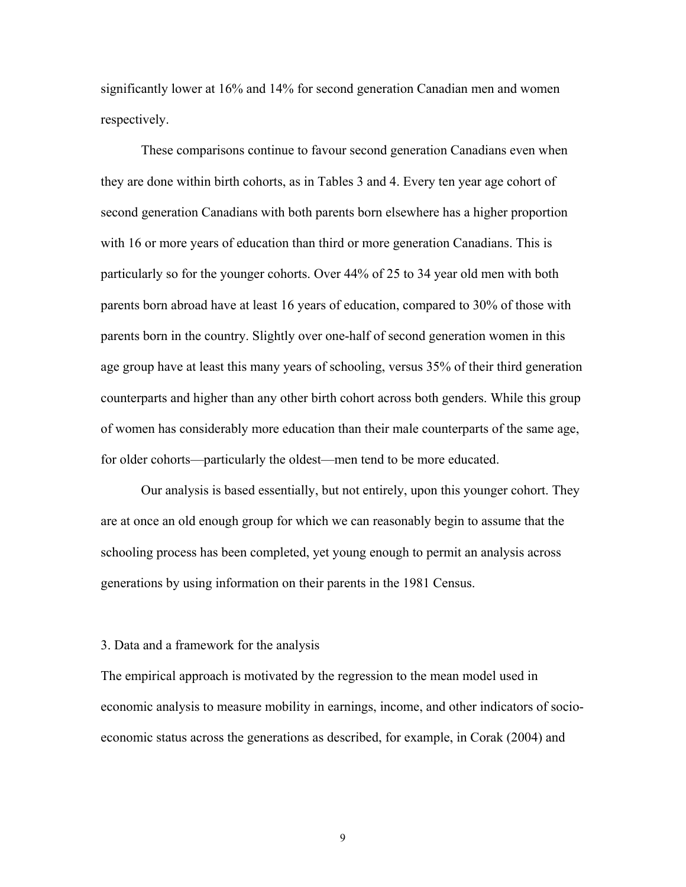significantly lower at 16% and 14% for second generation Canadian men and women respectively.

These comparisons continue to favour second generation Canadians even when they are done within birth cohorts, as in Tables 3 and 4. Every ten year age cohort of second generation Canadians with both parents born elsewhere has a higher proportion with 16 or more years of education than third or more generation Canadians. This is particularly so for the younger cohorts. Over 44% of 25 to 34 year old men with both parents born abroad have at least 16 years of education, compared to 30% of those with parents born in the country. Slightly over one-half of second generation women in this age group have at least this many years of schooling, versus 35% of their third generation counterparts and higher than any other birth cohort across both genders. While this group of women has considerably more education than their male counterparts of the same age, for older cohorts—particularly the oldest—men tend to be more educated.

Our analysis is based essentially, but not entirely, upon this younger cohort. They are at once an old enough group for which we can reasonably begin to assume that the schooling process has been completed, yet young enough to permit an analysis across generations by using information on their parents in the 1981 Census.

## 3. Data and a framework for the analysis

The empirical approach is motivated by the regression to the mean model used in economic analysis to measure mobility in earnings, income, and other indicators of socio-economic status across the generations as described, for example, in Corak (2004) and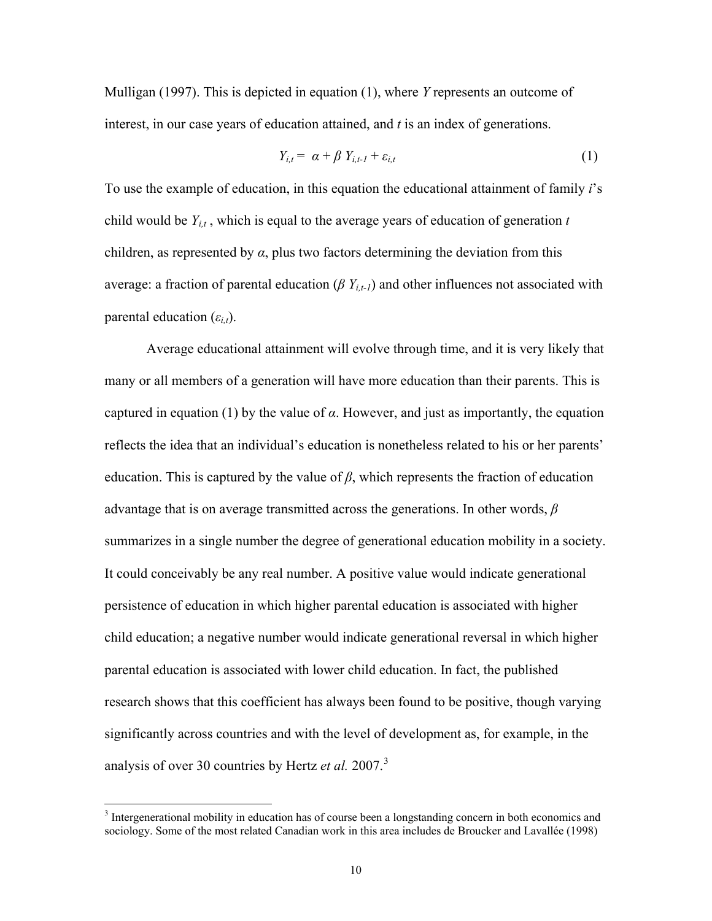Mulligan (1997). This is depicted in equation (1), where *Y* represents an outcome of interest, in our case years of education attained, and *t* is an index of generations.

$$Y_{i,t} = \alpha + \beta\, Y_{i,t-1} + \varepsilon_{i,t} \tag{1}$$

To use the example of education, in this equation the educational attainment of family *i*'s child would be $Y_{i,t}$ , which is equal to the average years of education of generation *t* children, as represented by $\alpha$, plus two factors determining the deviation from this average: a fraction of parental education ($\beta\, Y_{i,t-1}$) and other influences not associated with parental education ($\varepsilon_{i,t}$).

Average educational attainment will evolve through time, and it is very likely that many or all members of a generation will have more education than their parents. This is captured in equation (1) by the value of $\alpha$. However, and just as importantly, the equation reflects the idea that an individual's education is nonetheless related to his or her parents' education. This is captured by the value of $\beta$, which represents the fraction of education advantage that is on average transmitted across the generations. In other words, $\beta$ summarizes in a single number the degree of generational education mobility in a society. It could conceivably be any real number. A positive value would indicate generational persistence of education in which higher parental education is associated with higher child education; a negative number would indicate generational reversal in which higher parental education is associated with lower child education. In fact, the published research shows that this coefficient has always been found to be positive, though varying significantly across countries and with the level of development as, for example, in the analysis of over 30 countries by Hertz *et al.* 2007.[3]

---

[3] Intergenerational mobility in education has of course been a longstanding concern in both economics and sociology. Some of the most related Canadian work in this area includes de Broucker and Lavallée (1998)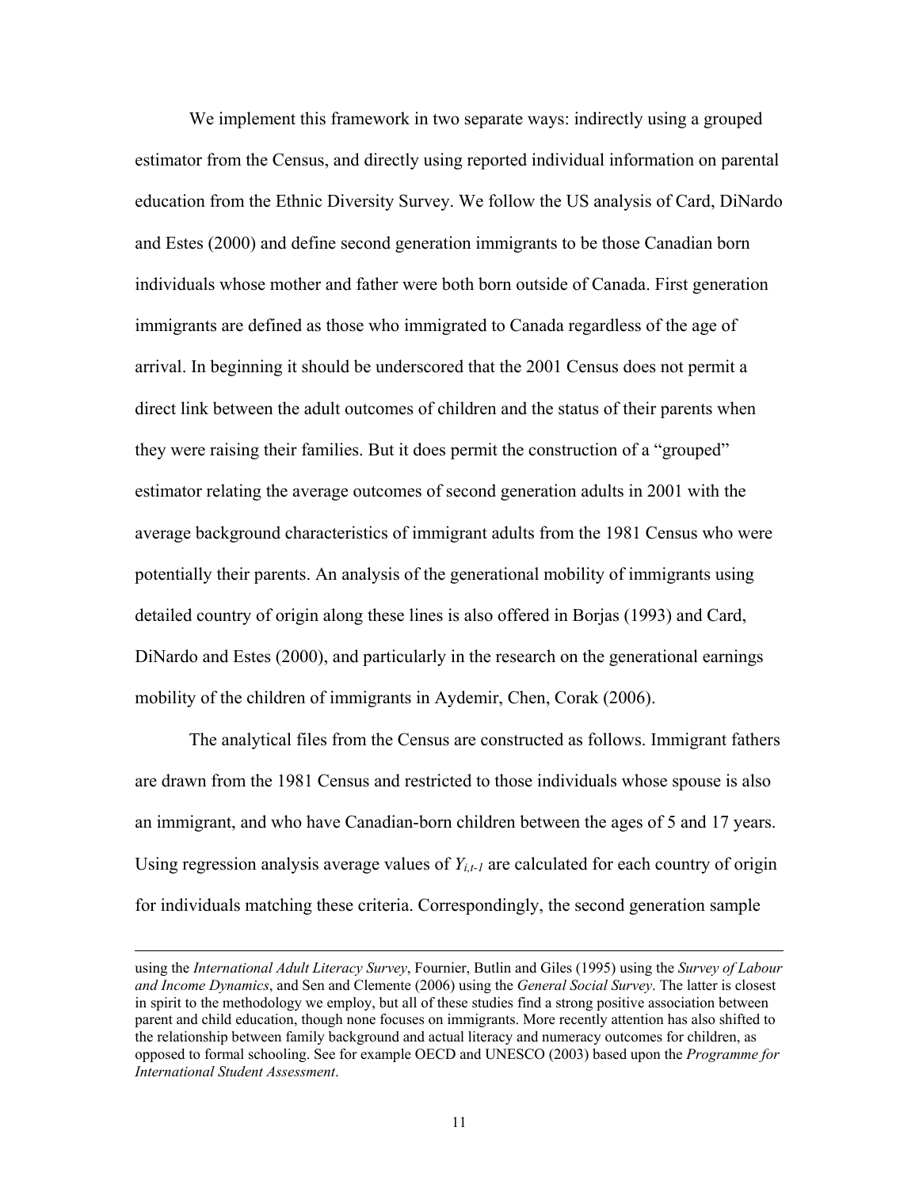We implement this framework in two separate ways: indirectly using a grouped estimator from the Census, and directly using reported individual information on parental education from the Ethnic Diversity Survey. We follow the US analysis of Card, DiNardo and Estes (2000) and define second generation immigrants to be those Canadian born individuals whose mother and father were both born outside of Canada. First generation immigrants are defined as those who immigrated to Canada regardless of the age of arrival. In beginning it should be underscored that the 2001 Census does not permit a direct link between the adult outcomes of children and the status of their parents when they were raising their families. But it does permit the construction of a "grouped" estimator relating the average outcomes of second generation adults in 2001 with the average background characteristics of immigrant adults from the 1981 Census who were potentially their parents. An analysis of the generational mobility of immigrants using detailed country of origin along these lines is also offered in Borjas (1993) and Card, DiNardo and Estes (2000), and particularly in the research on the generational earnings mobility of the children of immigrants in Aydemir, Chen, Corak (2006).

The analytical files from the Census are constructed as follows. Immigrant fathers are drawn from the 1981 Census and restricted to those individuals whose spouse is also an immigrant, and who have Canadian-born children between the ages of 5 and 17 years. Using regression analysis average values of $Y_{i,t-1}$ are calculated for each country of origin for individuals matching these criteria. Correspondingly, the second generation sample

---

using the *International Adult Literacy Survey*, Fournier, Butlin and Giles (1995) using the *Survey of Labour and Income Dynamics*, and Sen and Clemente (2006) using the *General Social Survey*. The latter is closest in spirit to the methodology we employ, but all of these studies find a strong positive association between parent and child education, though none focuses on immigrants. More recently attention has also shifted to the relationship between family background and actual literacy and numeracy outcomes for children, as opposed to formal schooling. See for example OECD and UNESCO (2003) based upon the *Programme for International Student Assessment*.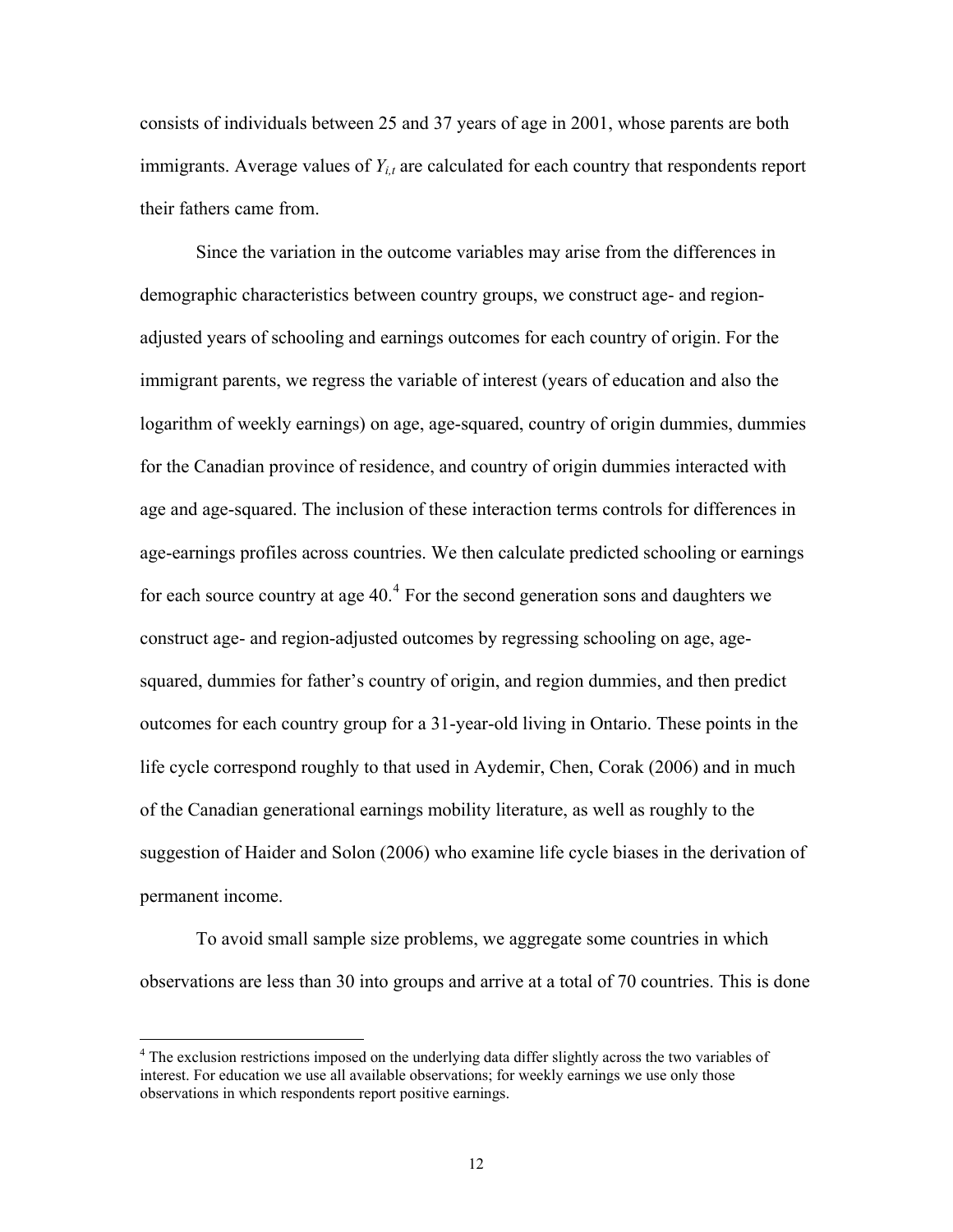consists of individuals between 25 and 37 years of age in 2001, whose parents are both immigrants. Average values of $Y_{i,t}$ are calculated for each country that respondents report their fathers came from.

Since the variation in the outcome variables may arise from the differences in demographic characteristics between country groups, we construct age- and region-adjusted years of schooling and earnings outcomes for each country of origin. For the immigrant parents, we regress the variable of interest (years of education and also the logarithm of weekly earnings) on age, age-squared, country of origin dummies, dummies for the Canadian province of residence, and country of origin dummies interacted with age and age-squared. The inclusion of these interaction terms controls for differences in age-earnings profiles across countries. We then calculate predicted schooling or earnings for each source country at age 40.[4] For the second generation sons and daughters we construct age- and region-adjusted outcomes by regressing schooling on age, age-squared, dummies for father's country of origin, and region dummies, and then predict outcomes for each country group for a 31-year-old living in Ontario. These points in the life cycle correspond roughly to that used in Aydemir, Chen, Corak (2006) and in much of the Canadian generational earnings mobility literature, as well as roughly to the suggestion of Haider and Solon (2006) who examine life cycle biases in the derivation of permanent income.

To avoid small sample size problems, we aggregate some countries in which observations are less than 30 into groups and arrive at a total of 70 countries. This is done

[4] The exclusion restrictions imposed on the underlying data differ slightly across the two variables of interest. For education we use all available observations; for weekly earnings we use only those observations in which respondents report positive earnings.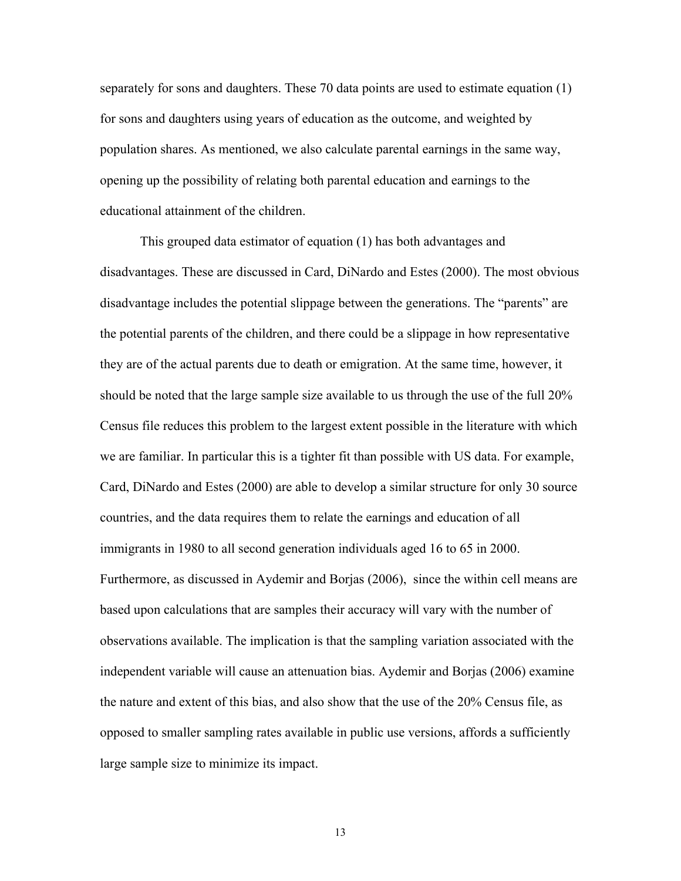separately for sons and daughters. These 70 data points are used to estimate equation (1) for sons and daughters using years of education as the outcome, and weighted by population shares. As mentioned, we also calculate parental earnings in the same way, opening up the possibility of relating both parental education and earnings to the educational attainment of the children.

This grouped data estimator of equation (1) has both advantages and disadvantages. These are discussed in Card, DiNardo and Estes (2000). The most obvious disadvantage includes the potential slippage between the generations. The "parents" are the potential parents of the children, and there could be a slippage in how representative they are of the actual parents due to death or emigration. At the same time, however, it should be noted that the large sample size available to us through the use of the full 20% Census file reduces this problem to the largest extent possible in the literature with which we are familiar. In particular this is a tighter fit than possible with US data. For example, Card, DiNardo and Estes (2000) are able to develop a similar structure for only 30 source countries, and the data requires them to relate the earnings and education of all immigrants in 1980 to all second generation individuals aged 16 to 65 in 2000. Furthermore, as discussed in Aydemir and Borjas (2006), since the within cell means are based upon calculations that are samples their accuracy will vary with the number of observations available. The implication is that the sampling variation associated with the independent variable will cause an attenuation bias. Aydemir and Borjas (2006) examine the nature and extent of this bias, and also show that the use of the 20% Census file, as opposed to smaller sampling rates available in public use versions, affords a sufficiently large sample size to minimize its impact.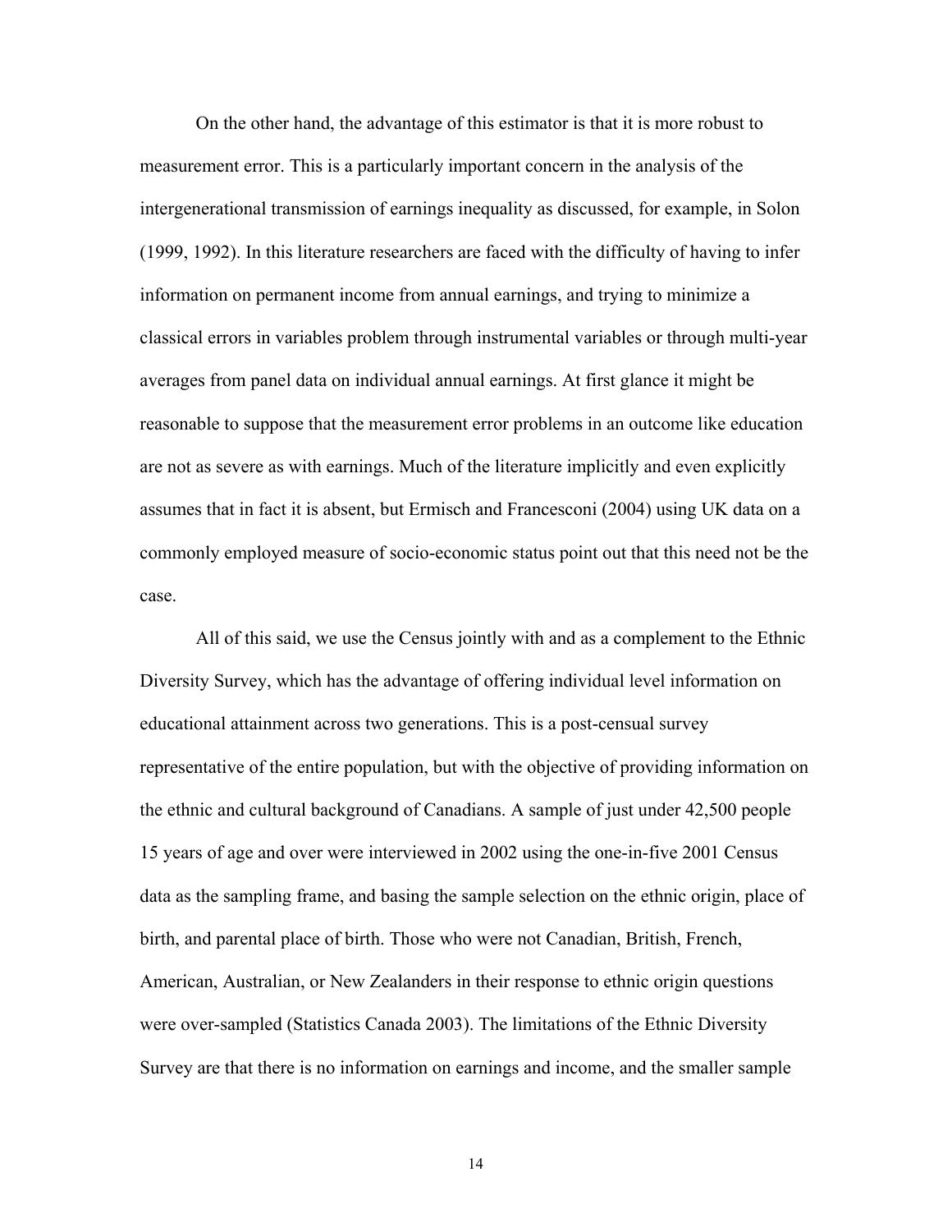On the other hand, the advantage of this estimator is that it is more robust to measurement error. This is a particularly important concern in the analysis of the intergenerational transmission of earnings inequality as discussed, for example, in Solon (1999, 1992). In this literature researchers are faced with the difficulty of having to infer information on permanent income from annual earnings, and trying to minimize a classical errors in variables problem through instrumental variables or through multi-year averages from panel data on individual annual earnings. At first glance it might be reasonable to suppose that the measurement error problems in an outcome like education are not as severe as with earnings. Much of the literature implicitly and even explicitly assumes that in fact it is absent, but Ermisch and Francesconi (2004) using UK data on a commonly employed measure of socio-economic status point out that this need not be the case.

All of this said, we use the Census jointly with and as a complement to the Ethnic Diversity Survey, which has the advantage of offering individual level information on educational attainment across two generations. This is a post-censual survey representative of the entire population, but with the objective of providing information on the ethnic and cultural background of Canadians. A sample of just under 42,500 people 15 years of age and over were interviewed in 2002 using the one-in-five 2001 Census data as the sampling frame, and basing the sample selection on the ethnic origin, place of birth, and parental place of birth. Those who were not Canadian, British, French, American, Australian, or New Zealanders in their response to ethnic origin questions were over-sampled (Statistics Canada 2003). The limitations of the Ethnic Diversity Survey are that there is no information on earnings and income, and the smaller sample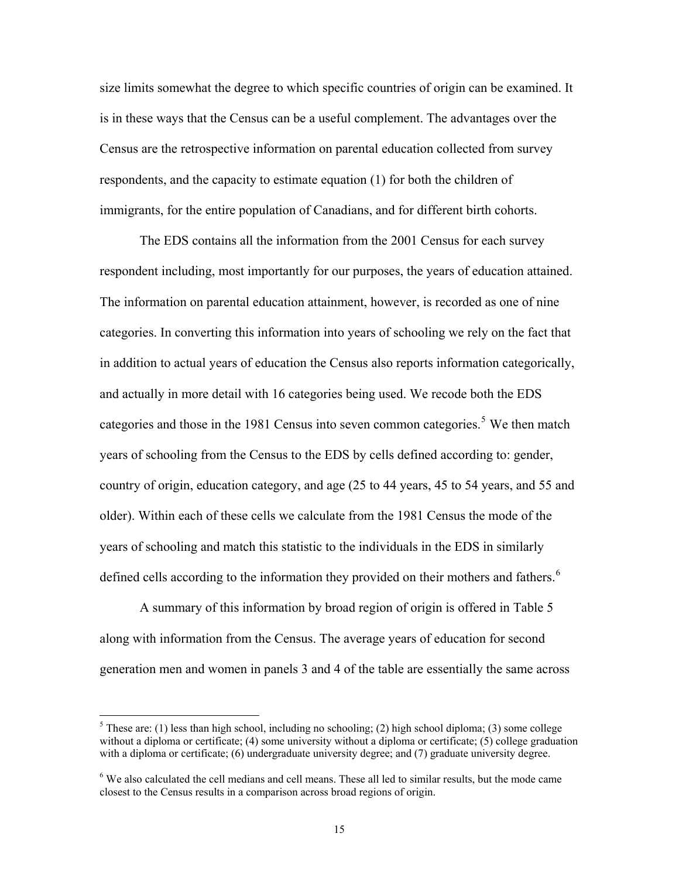size limits somewhat the degree to which specific countries of origin can be examined. It is in these ways that the Census can be a useful complement. The advantages over the Census are the retrospective information on parental education collected from survey respondents, and the capacity to estimate equation (1) for both the children of immigrants, for the entire population of Canadians, and for different birth cohorts.

The EDS contains all the information from the 2001 Census for each survey respondent including, most importantly for our purposes, the years of education attained. The information on parental education attainment, however, is recorded as one of nine categories. In converting this information into years of schooling we rely on the fact that in addition to actual years of education the Census also reports information categorically, and actually in more detail with 16 categories being used. We recode both the EDS categories and those in the 1981 Census into seven common categories.[5] We then match years of schooling from the Census to the EDS by cells defined according to: gender, country of origin, education category, and age (25 to 44 years, 45 to 54 years, and 55 and older). Within each of these cells we calculate from the 1981 Census the mode of the years of schooling and match this statistic to the individuals in the EDS in similarly defined cells according to the information they provided on their mothers and fathers.[6]

A summary of this information by broad region of origin is offered in Table 5 along with information from the Census. The average years of education for second generation men and women in panels 3 and 4 of the table are essentially the same across

[5] These are: (1) less than high school, including no schooling; (2) high school diploma; (3) some college without a diploma or certificate; (4) some university without a diploma or certificate; (5) college graduation with a diploma or certificate; (6) undergraduate university degree; and (7) graduate university degree.

[6] We also calculated the cell medians and cell means. These all led to similar results, but the mode came closest to the Census results in a comparison across broad regions of origin.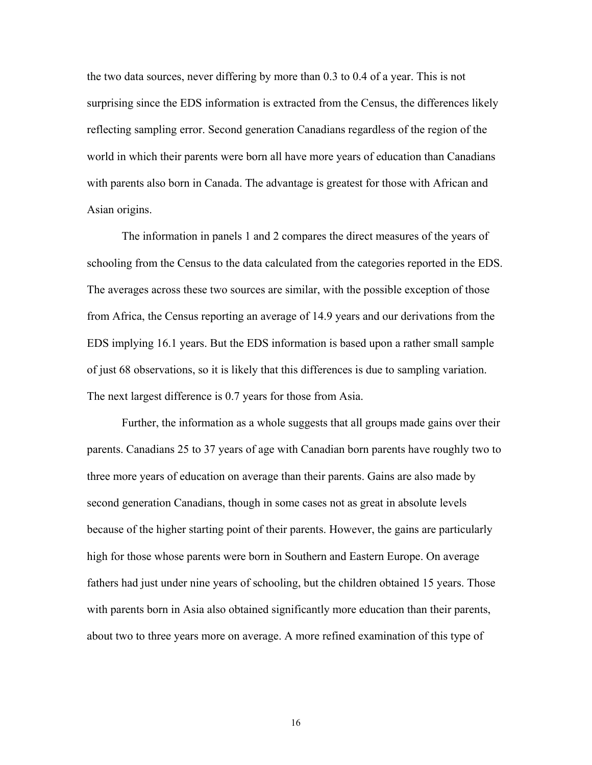the two data sources, never differing by more than 0.3 to 0.4 of a year. This is not surprising since the EDS information is extracted from the Census, the differences likely reflecting sampling error. Second generation Canadians regardless of the region of the world in which their parents were born all have more years of education than Canadians with parents also born in Canada. The advantage is greatest for those with African and Asian origins.

The information in panels 1 and 2 compares the direct measures of the years of schooling from the Census to the data calculated from the categories reported in the EDS. The averages across these two sources are similar, with the possible exception of those from Africa, the Census reporting an average of 14.9 years and our derivations from the EDS implying 16.1 years. But the EDS information is based upon a rather small sample of just 68 observations, so it is likely that this differences is due to sampling variation. The next largest difference is 0.7 years for those from Asia.

Further, the information as a whole suggests that all groups made gains over their parents. Canadians 25 to 37 years of age with Canadian born parents have roughly two to three more years of education on average than their parents. Gains are also made by second generation Canadians, though in some cases not as great in absolute levels because of the higher starting point of their parents. However, the gains are particularly high for those whose parents were born in Southern and Eastern Europe. On average fathers had just under nine years of schooling, but the children obtained 15 years. Those with parents born in Asia also obtained significantly more education than their parents, about two to three years more on average. A more refined examination of this type of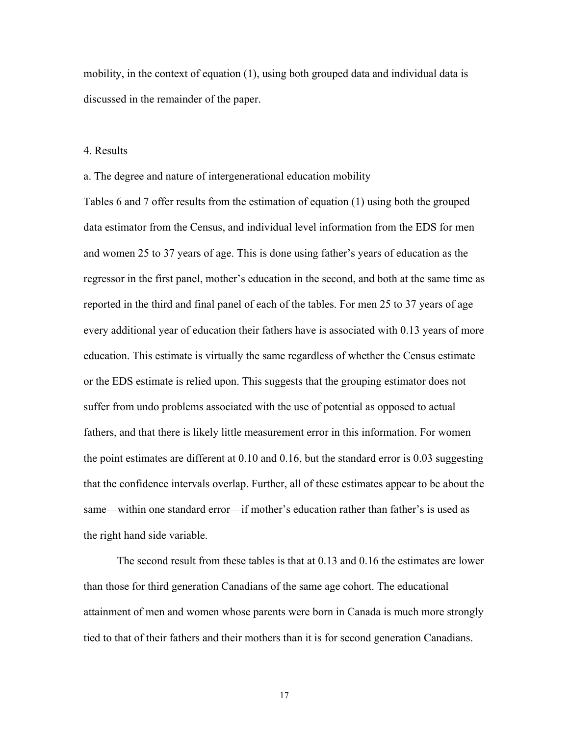mobility, in the context of equation (1), using both grouped data and individual data is discussed in the remainder of the paper.

## 4. Results

### a. The degree and nature of intergenerational education mobility

Tables 6 and 7 offer results from the estimation of equation (1) using both the grouped data estimator from the Census, and individual level information from the EDS for men and women 25 to 37 years of age. This is done using father's years of education as the regressor in the first panel, mother's education in the second, and both at the same time as reported in the third and final panel of each of the tables. For men 25 to 37 years of age every additional year of education their fathers have is associated with 0.13 years of more education. This estimate is virtually the same regardless of whether the Census estimate or the EDS estimate is relied upon. This suggests that the grouping estimator does not suffer from undo problems associated with the use of potential as opposed to actual fathers, and that there is likely little measurement error in this information. For women the point estimates are different at 0.10 and 0.16, but the standard error is 0.03 suggesting that the confidence intervals overlap. Further, all of these estimates appear to be about the same—within one standard error—if mother's education rather than father's is used as the right hand side variable.

The second result from these tables is that at 0.13 and 0.16 the estimates are lower than those for third generation Canadians of the same age cohort. The educational attainment of men and women whose parents were born in Canada is much more strongly tied to that of their fathers and their mothers than it is for second generation Canadians.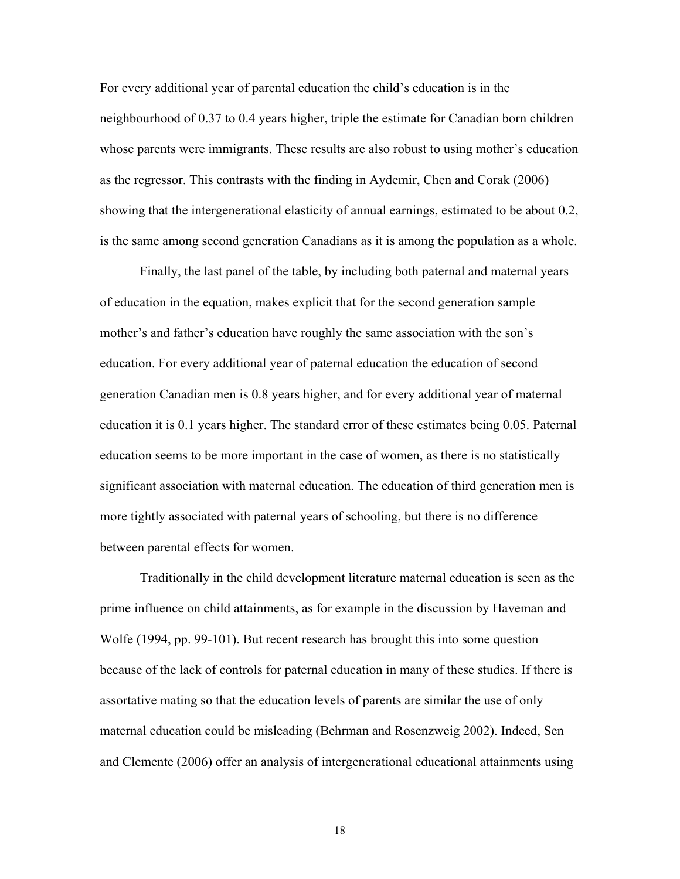For every additional year of parental education the child's education is in the neighbourhood of 0.37 to 0.4 years higher, triple the estimate for Canadian born children whose parents were immigrants. These results are also robust to using mother's education as the regressor. This contrasts with the finding in Aydemir, Chen and Corak (2006) showing that the intergenerational elasticity of annual earnings, estimated to be about 0.2, is the same among second generation Canadians as it is among the population as a whole.

Finally, the last panel of the table, by including both paternal and maternal years of education in the equation, makes explicit that for the second generation sample mother's and father's education have roughly the same association with the son's education. For every additional year of paternal education the education of second generation Canadian men is 0.8 years higher, and for every additional year of maternal education it is 0.1 years higher. The standard error of these estimates being 0.05. Paternal education seems to be more important in the case of women, as there is no statistically significant association with maternal education. The education of third generation men is more tightly associated with paternal years of schooling, but there is no difference between parental effects for women.

Traditionally in the child development literature maternal education is seen as the prime influence on child attainments, as for example in the discussion by Haveman and Wolfe (1994, pp. 99-101). But recent research has brought this into some question because of the lack of controls for paternal education in many of these studies. If there is assortative mating so that the education levels of parents are similar the use of only maternal education could be misleading (Behrman and Rosenzweig 2002). Indeed, Sen and Clemente (2006) offer an analysis of intergenerational educational attainments using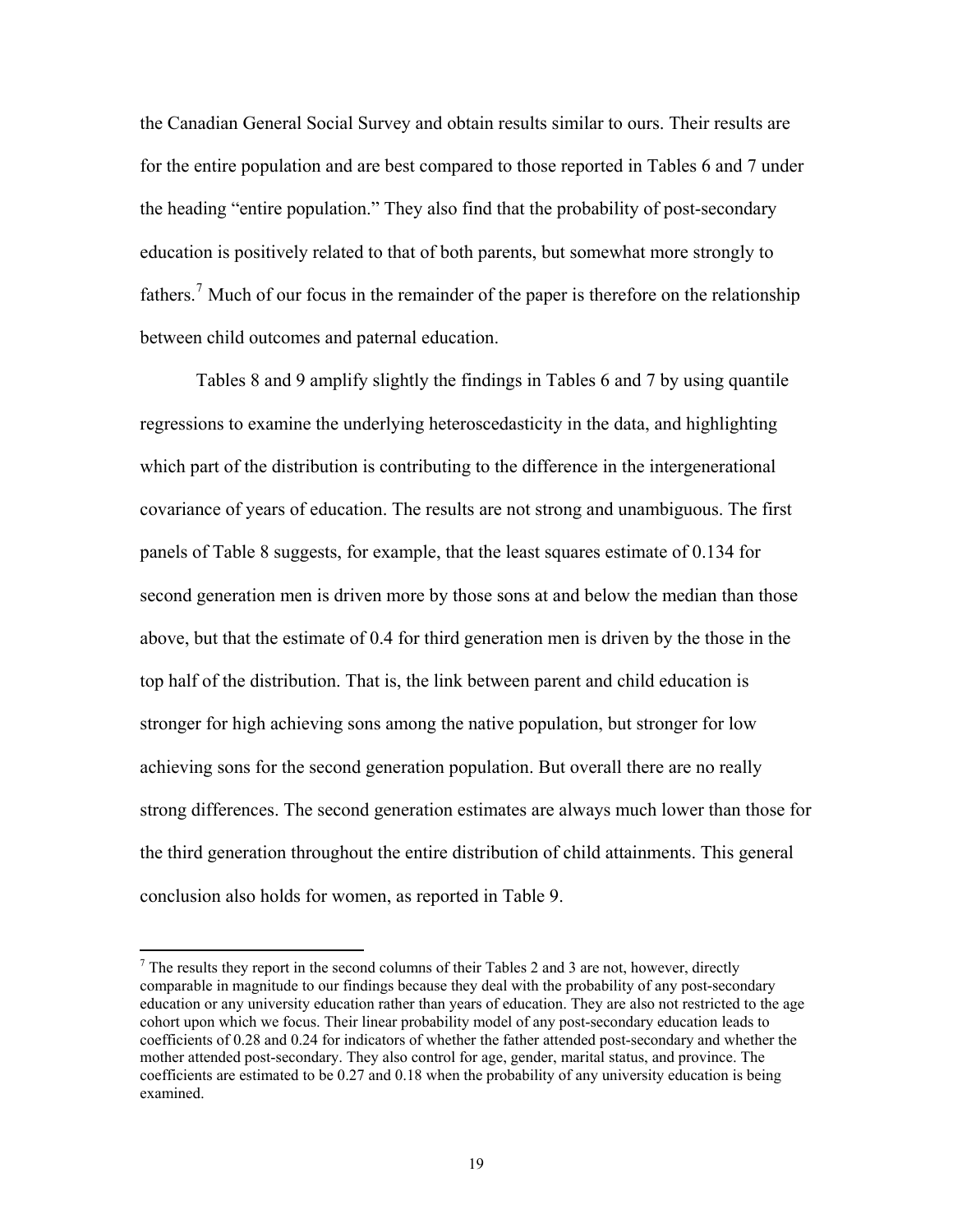the Canadian General Social Survey and obtain results similar to ours. Their results are for the entire population and are best compared to those reported in Tables 6 and 7 under the heading "entire population." They also find that the probability of post-secondary education is positively related to that of both parents, but somewhat more strongly to fathers.[7] Much of our focus in the remainder of the paper is therefore on the relationship between child outcomes and paternal education.

Tables 8 and 9 amplify slightly the findings in Tables 6 and 7 by using quantile regressions to examine the underlying heteroscedasticity in the data, and highlighting which part of the distribution is contributing to the difference in the intergenerational covariance of years of education. The results are not strong and unambiguous. The first panels of Table 8 suggests, for example, that the least squares estimate of 0.134 for second generation men is driven more by those sons at and below the median than those above, but that the estimate of 0.4 for third generation men is driven by the those in the top half of the distribution. That is, the link between parent and child education is stronger for high achieving sons among the native population, but stronger for low achieving sons for the second generation population. But overall there are no really strong differences. The second generation estimates are always much lower than those for the third generation throughout the entire distribution of child attainments. This general conclusion also holds for women, as reported in Table 9.

---

[7] The results they report in the second columns of their Tables 2 and 3 are not, however, directly comparable in magnitude to our findings because they deal with the probability of any post-secondary education or any university education rather than years of education. They are also not restricted to the age cohort upon which we focus. Their linear probability model of any post-secondary education leads to coefficients of 0.28 and 0.24 for indicators of whether the father attended post-secondary and whether the mother attended post-secondary. They also control for age, gender, marital status, and province. The coefficients are estimated to be 0.27 and 0.18 when the probability of any university education is being examined.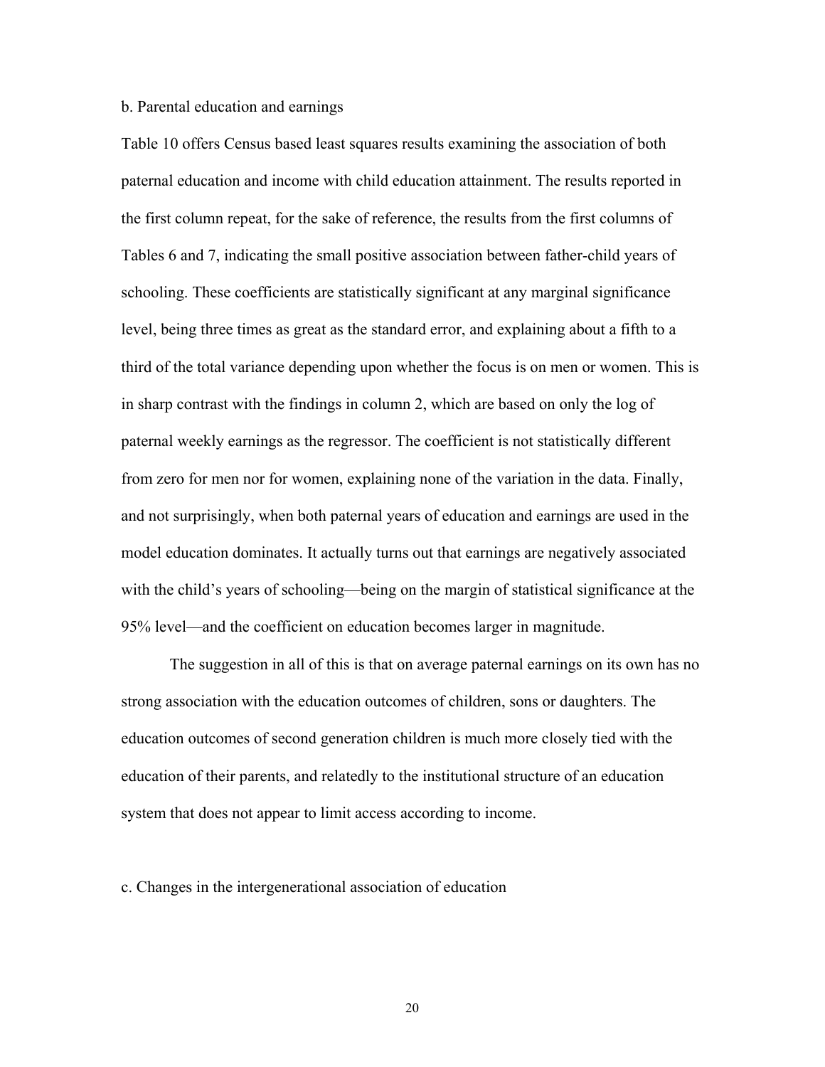b. Parental education and earnings

Table 10 offers Census based least squares results examining the association of both paternal education and income with child education attainment. The results reported in the first column repeat, for the sake of reference, the results from the first columns of Tables 6 and 7, indicating the small positive association between father-child years of schooling. These coefficients are statistically significant at any marginal significance level, being three times as great as the standard error, and explaining about a fifth to a third of the total variance depending upon whether the focus is on men or women. This is in sharp contrast with the findings in column 2, which are based on only the log of paternal weekly earnings as the regressor. The coefficient is not statistically different from zero for men nor for women, explaining none of the variation in the data. Finally, and not surprisingly, when both paternal years of education and earnings are used in the model education dominates. It actually turns out that earnings are negatively associated with the child's years of schooling—being on the margin of statistical significance at the 95% level—and the coefficient on education becomes larger in magnitude.

The suggestion in all of this is that on average paternal earnings on its own has no strong association with the education outcomes of children, sons or daughters. The education outcomes of second generation children is much more closely tied with the education of their parents, and relatedly to the institutional structure of an education system that does not appear to limit access according to income.

c. Changes in the intergenerational association of education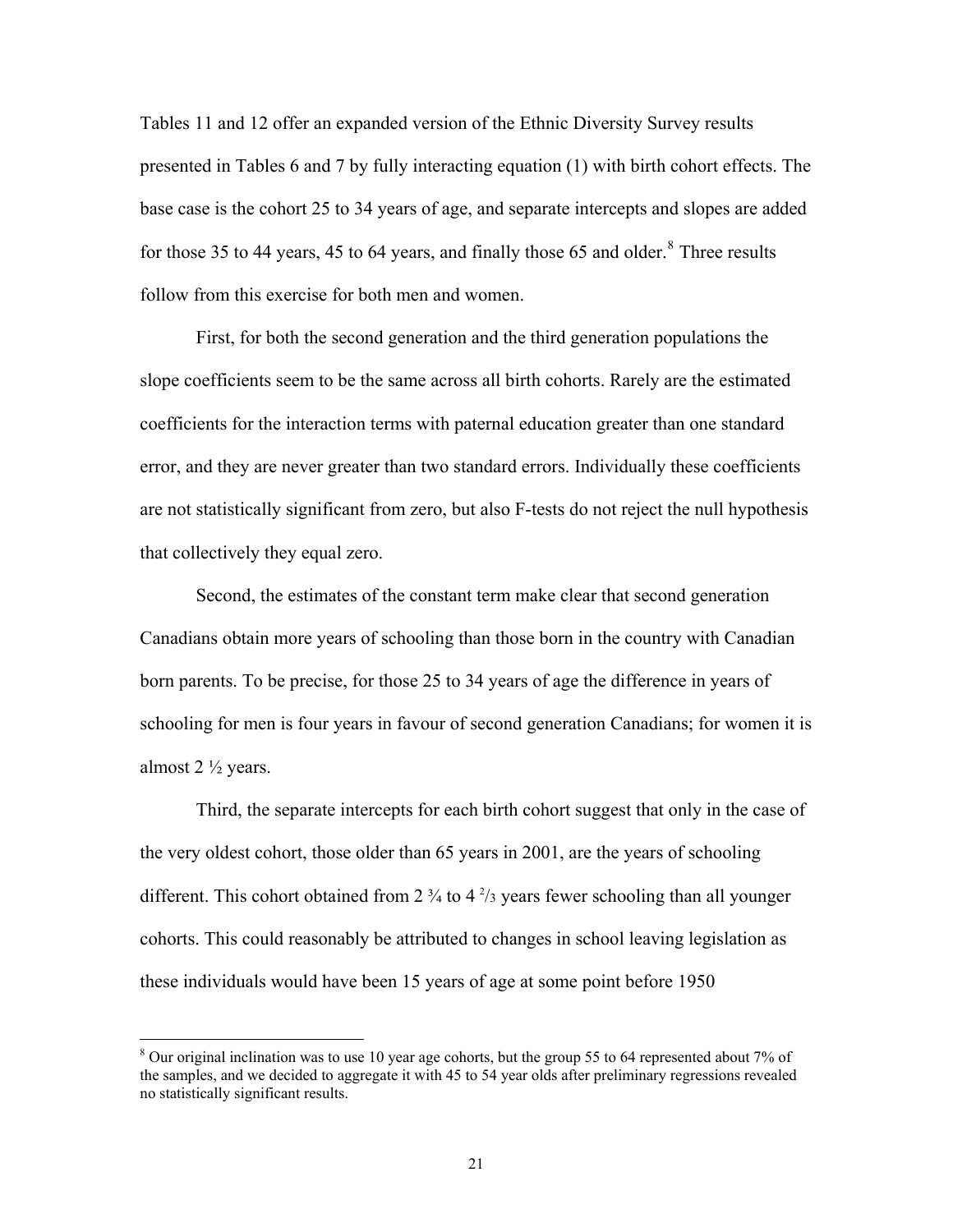Tables 11 and 12 offer an expanded version of the Ethnic Diversity Survey results presented in Tables 6 and 7 by fully interacting equation (1) with birth cohort effects. The base case is the cohort 25 to 34 years of age, and separate intercepts and slopes are added for those 35 to 44 years, 45 to 64 years, and finally those 65 and older.[8] Three results follow from this exercise for both men and women.

First, for both the second generation and the third generation populations the slope coefficients seem to be the same across all birth cohorts. Rarely are the estimated coefficients for the interaction terms with paternal education greater than one standard error, and they are never greater than two standard errors. Individually these coefficients are not statistically significant from zero, but also F-tests do not reject the null hypothesis that collectively they equal zero.

Second, the estimates of the constant term make clear that second generation Canadians obtain more years of schooling than those born in the country with Canadian born parents. To be precise, for those 25 to 34 years of age the difference in years of schooling for men is four years in favour of second generation Canadians; for women it is almost 2 ½ years.

Third, the separate intercepts for each birth cohort suggest that only in the case of the very oldest cohort, those older than 65 years in 2001, are the years of schooling different. This cohort obtained from 2 ¾ to 4 ⅔ years fewer schooling than all younger cohorts. This could reasonably be attributed to changes in school leaving legislation as these individuals would have been 15 years of age at some point before 1950

[8] Our original inclination was to use 10 year age cohorts, but the group 55 to 64 represented about 7% of the samples, and we decided to aggregate it with 45 to 54 year olds after preliminary regressions revealed no statistically significant results.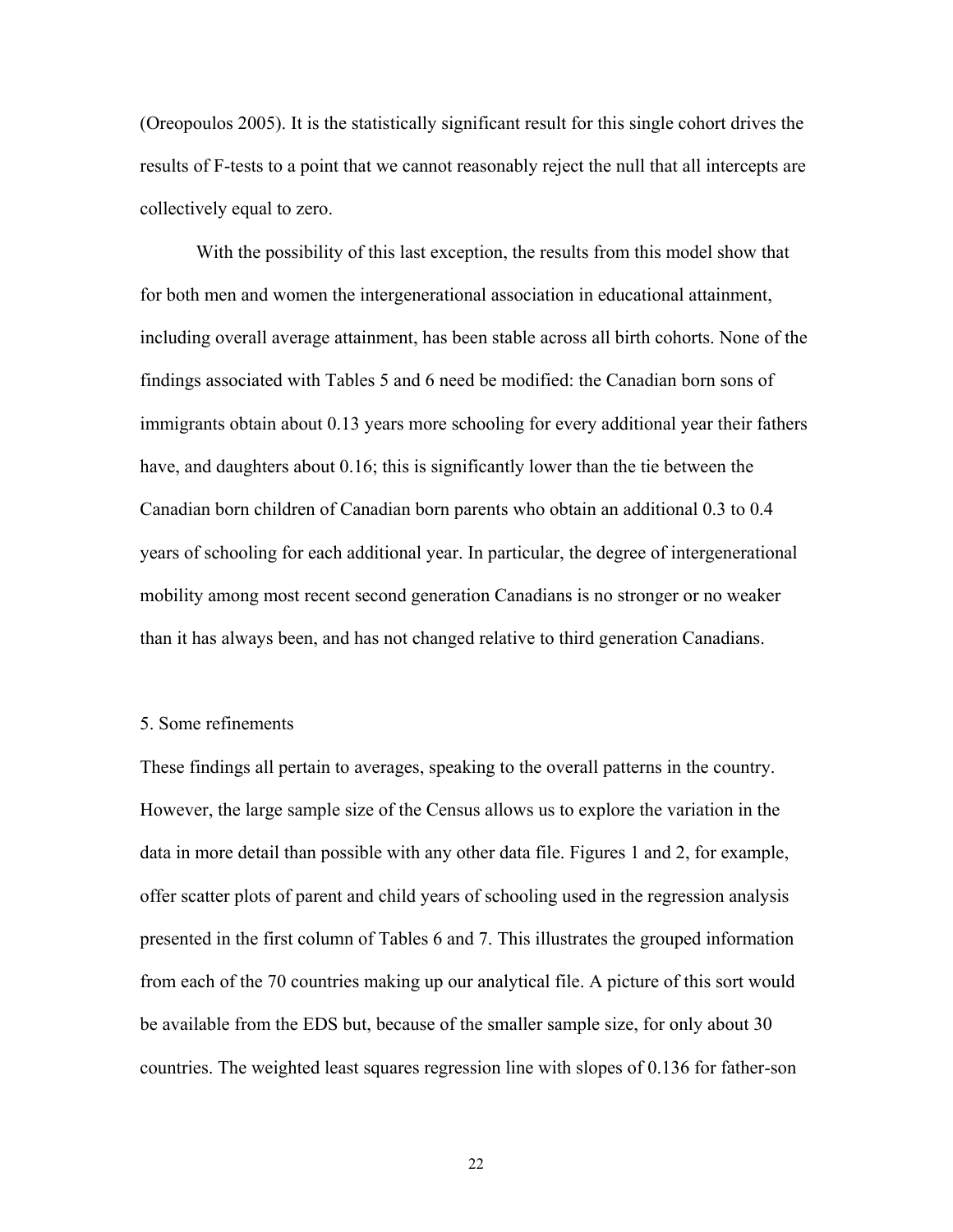(Oreopoulos 2005). It is the statistically significant result for this single cohort drives the results of F-tests to a point that we cannot reasonably reject the null that all intercepts are collectively equal to zero.

With the possibility of this last exception, the results from this model show that for both men and women the intergenerational association in educational attainment, including overall average attainment, has been stable across all birth cohorts. None of the findings associated with Tables 5 and 6 need be modified: the Canadian born sons of immigrants obtain about 0.13 years more schooling for every additional year their fathers have, and daughters about 0.16; this is significantly lower than the tie between the Canadian born children of Canadian born parents who obtain an additional 0.3 to 0.4 years of schooling for each additional year. In particular, the degree of intergenerational mobility among most recent second generation Canadians is no stronger or no weaker than it has always been, and has not changed relative to third generation Canadians.

## 5. Some refinements

These findings all pertain to averages, speaking to the overall patterns in the country. However, the large sample size of the Census allows us to explore the variation in the data in more detail than possible with any other data file. Figures 1 and 2, for example, offer scatter plots of parent and child years of schooling used in the regression analysis presented in the first column of Tables 6 and 7. This illustrates the grouped information from each of the 70 countries making up our analytical file. A picture of this sort would be available from the EDS but, because of the smaller sample size, for only about 30 countries. The weighted least squares regression line with slopes of 0.136 for father-son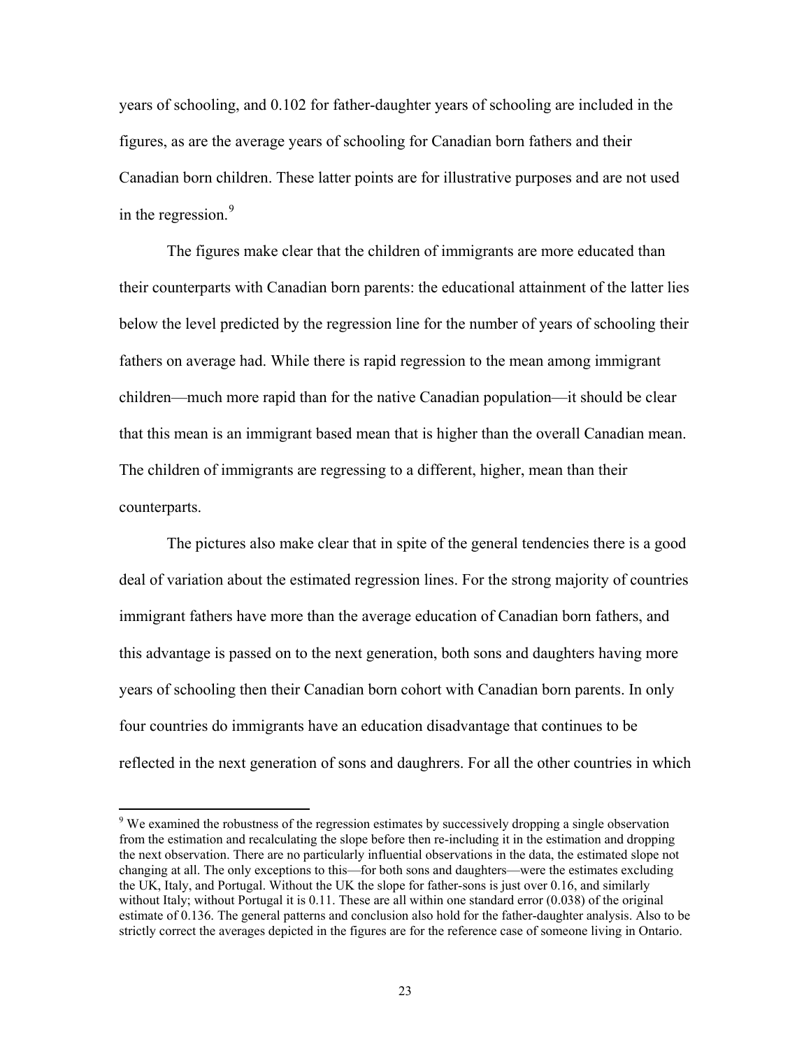years of schooling, and 0.102 for father-daughter years of schooling are included in the figures, as are the average years of schooling for Canadian born fathers and their Canadian born children. These latter points are for illustrative purposes and are not used in the regression.[9]

The figures make clear that the children of immigrants are more educated than their counterparts with Canadian born parents: the educational attainment of the latter lies below the level predicted by the regression line for the number of years of schooling their fathers on average had. While there is rapid regression to the mean among immigrant children—much more rapid than for the native Canadian population—it should be clear that this mean is an immigrant based mean that is higher than the overall Canadian mean. The children of immigrants are regressing to a different, higher, mean than their counterparts.

The pictures also make clear that in spite of the general tendencies there is a good deal of variation about the estimated regression lines. For the strong majority of countries immigrant fathers have more than the average education of Canadian born fathers, and this advantage is passed on to the next generation, both sons and daughters having more years of schooling then their Canadian born cohort with Canadian born parents. In only four countries do immigrants have an education disadvantage that continues to be reflected in the next generation of sons and daughrers. For all the other countries in which

[9] We examined the robustness of the regression estimates by successively dropping a single observation from the estimation and recalculating the slope before then re-including it in the estimation and dropping the next observation. There are no particularly influential observations in the data, the estimated slope not changing at all. The only exceptions to this—for both sons and daughters—were the estimates excluding the UK, Italy, and Portugal. Without the UK the slope for father-sons is just over 0.16, and similarly without Italy; without Portugal it is 0.11. These are all within one standard error (0.038) of the original estimate of 0.136. The general patterns and conclusion also hold for the father-daughter analysis. Also to be strictly correct the averages depicted in the figures are for the reference case of someone living in Ontario.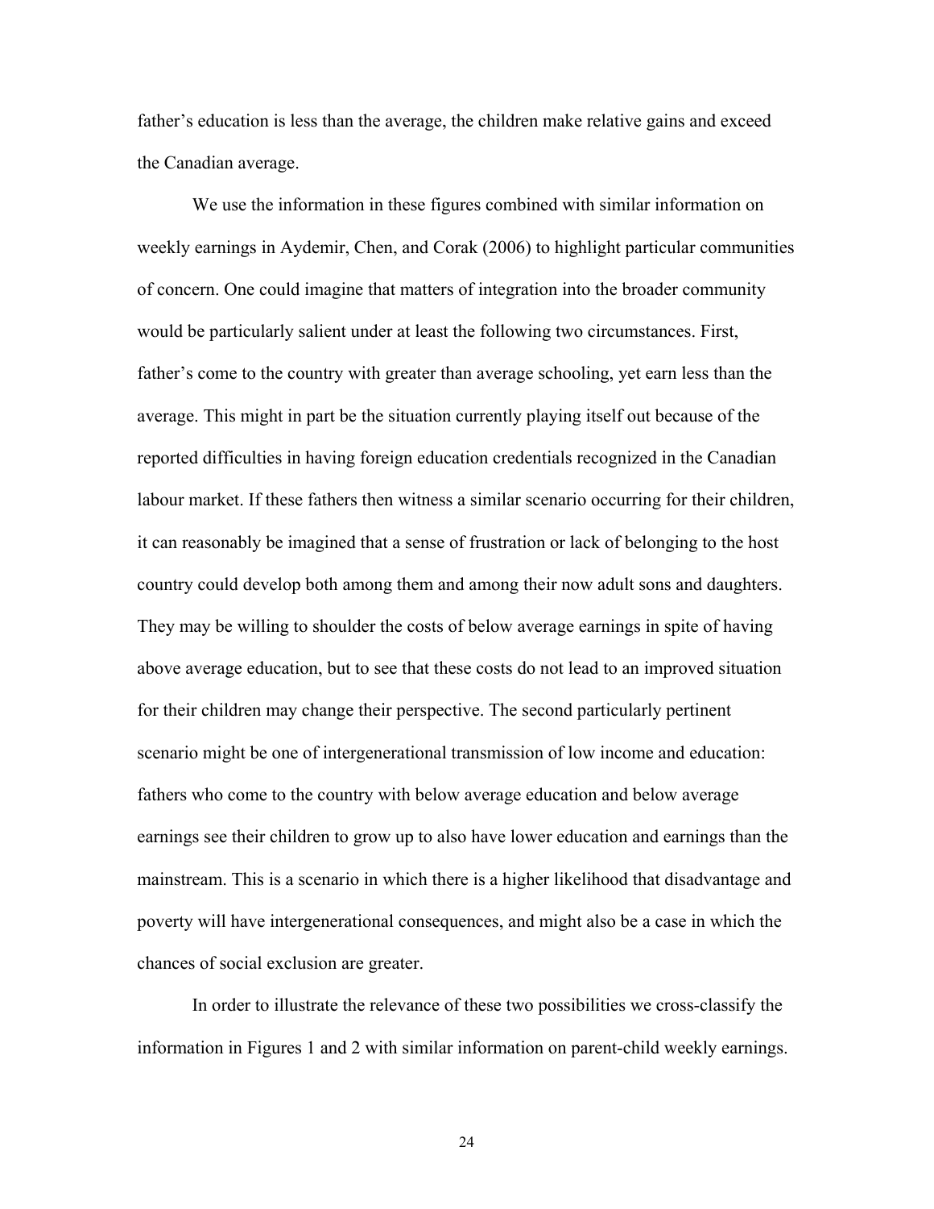father's education is less than the average, the children make relative gains and exceed the Canadian average.

We use the information in these figures combined with similar information on weekly earnings in Aydemir, Chen, and Corak (2006) to highlight particular communities of concern. One could imagine that matters of integration into the broader community would be particularly salient under at least the following two circumstances. First, father's come to the country with greater than average schooling, yet earn less than the average. This might in part be the situation currently playing itself out because of the reported difficulties in having foreign education credentials recognized in the Canadian labour market. If these fathers then witness a similar scenario occurring for their children, it can reasonably be imagined that a sense of frustration or lack of belonging to the host country could develop both among them and among their now adult sons and daughters. They may be willing to shoulder the costs of below average earnings in spite of having above average education, but to see that these costs do not lead to an improved situation for their children may change their perspective. The second particularly pertinent scenario might be one of intergenerational transmission of low income and education: fathers who come to the country with below average education and below average earnings see their children to grow up to also have lower education and earnings than the mainstream. This is a scenario in which there is a higher likelihood that disadvantage and poverty will have intergenerational consequences, and might also be a case in which the chances of social exclusion are greater.

In order to illustrate the relevance of these two possibilities we cross-classify the information in Figures 1 and 2 with similar information on parent-child weekly earnings.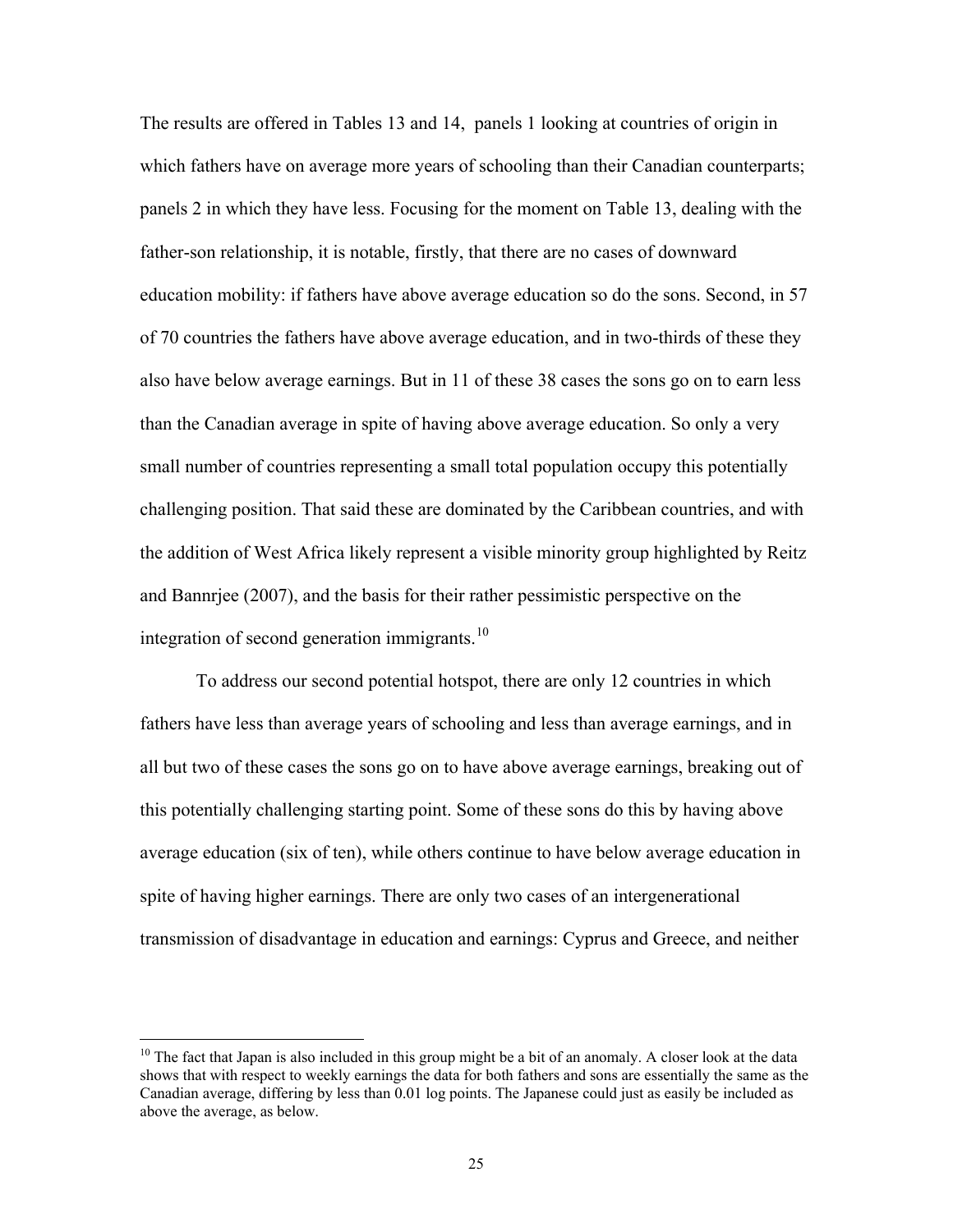The results are offered in Tables 13 and 14, panels 1 looking at countries of origin in which fathers have on average more years of schooling than their Canadian counterparts; panels 2 in which they have less. Focusing for the moment on Table 13, dealing with the father-son relationship, it is notable, firstly, that there are no cases of downward education mobility: if fathers have above average education so do the sons. Second, in 57 of 70 countries the fathers have above average education, and in two-thirds of these they also have below average earnings. But in 11 of these 38 cases the sons go on to earn less than the Canadian average in spite of having above average education. So only a very small number of countries representing a small total population occupy this potentially challenging position. That said these are dominated by the Caribbean countries, and with the addition of West Africa likely represent a visible minority group highlighted by Reitz and Bannrjee (2007), and the basis for their rather pessimistic perspective on the integration of second generation immigrants.[10]

To address our second potential hotspot, there are only 12 countries in which fathers have less than average years of schooling and less than average earnings, and in all but two of these cases the sons go on to have above average earnings, breaking out of this potentially challenging starting point. Some of these sons do this by having above average education (six of ten), while others continue to have below average education in spite of having higher earnings. There are only two cases of an intergenerational transmission of disadvantage in education and earnings: Cyprus and Greece, and neither

[10] The fact that Japan is also included in this group might be a bit of an anomaly. A closer look at the data shows that with respect to weekly earnings the data for both fathers and sons are essentially the same as the Canadian average, differing by less than 0.01 log points. The Japanese could just as easily be included as above the average, as below.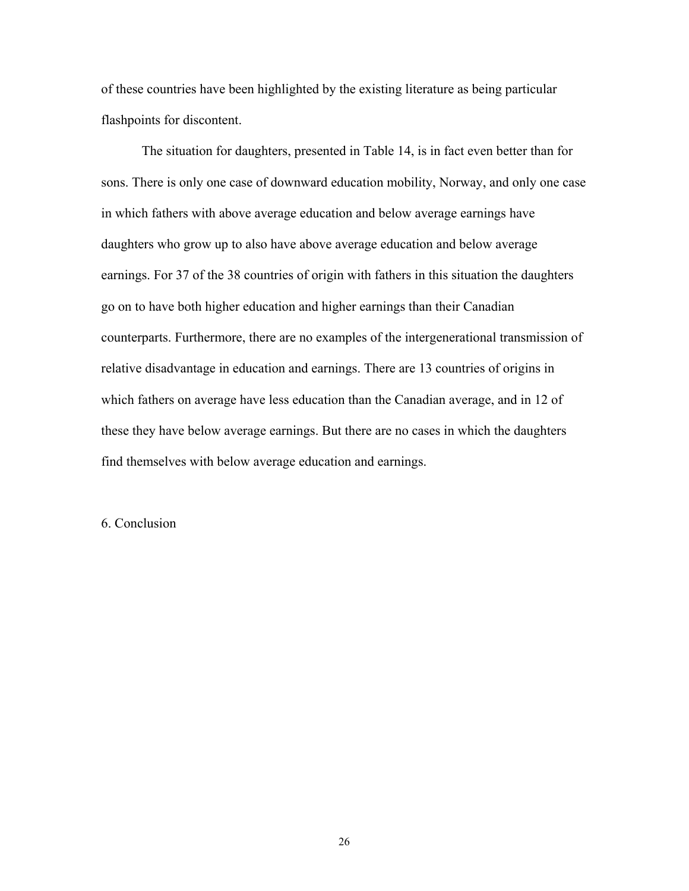of these countries have been highlighted by the existing literature as being particular flashpoints for discontent.

The situation for daughters, presented in Table 14, is in fact even better than for sons. There is only one case of downward education mobility, Norway, and only one case in which fathers with above average education and below average earnings have daughters who grow up to also have above average education and below average earnings. For 37 of the 38 countries of origin with fathers in this situation the daughters go on to have both higher education and higher earnings than their Canadian counterparts. Furthermore, there are no examples of the intergenerational transmission of relative disadvantage in education and earnings. There are 13 countries of origins in which fathers on average have less education than the Canadian average, and in 12 of these they have below average earnings. But there are no cases in which the daughters find themselves with below average education and earnings.

## 6. Conclusion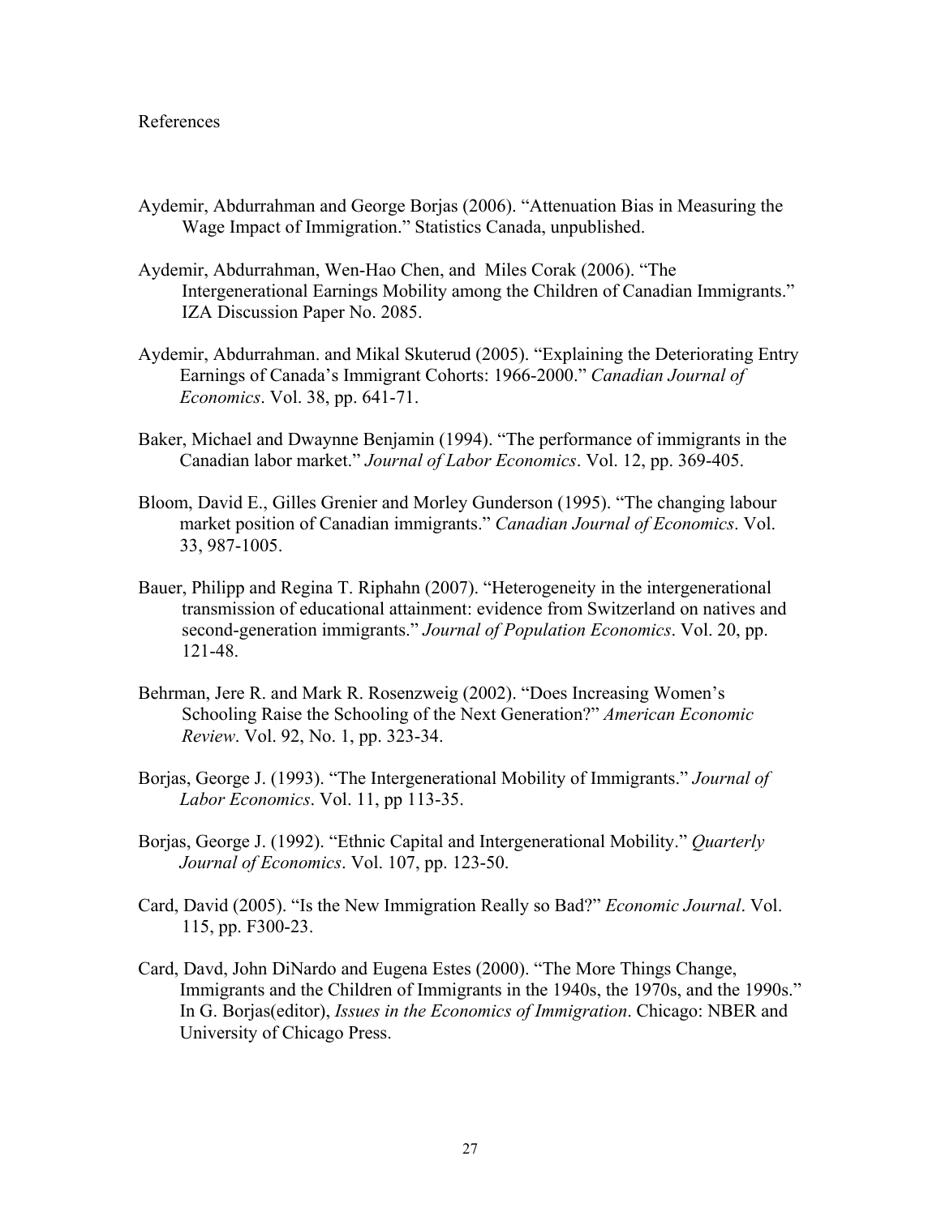References

Aydemir, Abdurrahman and George Borjas (2006). "Attenuation Bias in Measuring the Wage Impact of Immigration." Statistics Canada, unpublished.

Aydemir, Abdurrahman, Wen-Hao Chen, and Miles Corak (2006). "The Intergenerational Earnings Mobility among the Children of Canadian Immigrants." IZA Discussion Paper No. 2085.

Aydemir, Abdurrahman. and Mikal Skuterud (2005). "Explaining the Deteriorating Entry Earnings of Canada's Immigrant Cohorts: 1966-2000." *Canadian Journal of Economics*. Vol. 38, pp. 641-71.

Baker, Michael and Dwaynne Benjamin (1994). "The performance of immigrants in the Canadian labor market." *Journal of Labor Economics*. Vol. 12, pp. 369-405.

Bloom, David E., Gilles Grenier and Morley Gunderson (1995). "The changing labour market position of Canadian immigrants." *Canadian Journal of Economics*. Vol. 33, 987-1005.

Bauer, Philipp and Regina T. Riphahn (2007). "Heterogeneity in the intergenerational transmission of educational attainment: evidence from Switzerland on natives and second-generation immigrants." *Journal of Population Economics*. Vol. 20, pp. 121-48.

Behrman, Jere R. and Mark R. Rosenzweig (2002). "Does Increasing Women's Schooling Raise the Schooling of the Next Generation?" *American Economic Review*. Vol. 92, No. 1, pp. 323-34.

Borjas, George J. (1993). "The Intergenerational Mobility of Immigrants." *Journal of Labor Economics*. Vol. 11, pp 113-35.

Borjas, George J. (1992). "Ethnic Capital and Intergenerational Mobility." *Quarterly Journal of Economics*. Vol. 107, pp. 123-50.

Card, David (2005). "Is the New Immigration Really so Bad?" *Economic Journal*. Vol. 115, pp. F300-23.

Card, Davd, John DiNardo and Eugena Estes (2000). "The More Things Change, Immigrants and the Children of Immigrants in the 1940s, the 1970s, and the 1990s." In G. Borjas(editor), *Issues in the Economics of Immigration*. Chicago: NBER and University of Chicago Press.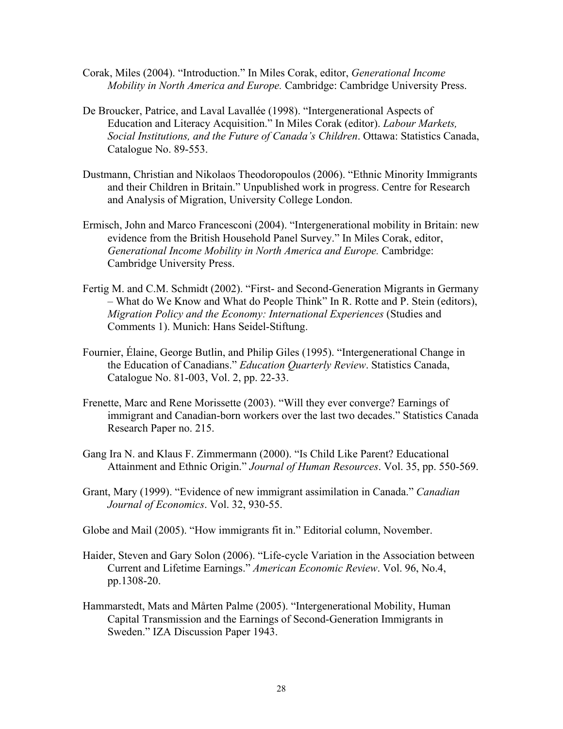Corak, Miles (2004). "Introduction." In Miles Corak, editor, *Generational Income Mobility in North America and Europe.* Cambridge: Cambridge University Press.

De Broucker, Patrice, and Laval Lavallée (1998). "Intergenerational Aspects of Education and Literacy Acquisition." In Miles Corak (editor). *Labour Markets, Social Institutions, and the Future of Canada's Children*. Ottawa: Statistics Canada, Catalogue No. 89-553.

Dustmann, Christian and Nikolaos Theodoropoulos (2006). "Ethnic Minority Immigrants and their Children in Britain." Unpublished work in progress. Centre for Research and Analysis of Migration, University College London.

Ermisch, John and Marco Francesconi (2004). "Intergenerational mobility in Britain: new evidence from the British Household Panel Survey." In Miles Corak, editor, *Generational Income Mobility in North America and Europe.* Cambridge: Cambridge University Press.

Fertig M. and C.M. Schmidt (2002). "First- and Second-Generation Migrants in Germany – What do We Know and What do People Think" In R. Rotte and P. Stein (editors), *Migration Policy and the Economy: International Experiences* (Studies and Comments 1). Munich: Hans Seidel-Stiftung.

Fournier, Élaine, George Butlin, and Philip Giles (1995). "Intergenerational Change in the Education of Canadians." *Education Quarterly Review*. Statistics Canada, Catalogue No. 81-003, Vol. 2, pp. 22-33.

Frenette, Marc and Rene Morissette (2003). "Will they ever converge? Earnings of immigrant and Canadian-born workers over the last two decades." Statistics Canada Research Paper no. 215.

Gang Ira N. and Klaus F. Zimmermann (2000). "Is Child Like Parent? Educational Attainment and Ethnic Origin." *Journal of Human Resources*. Vol. 35, pp. 550-569.

Grant, Mary (1999). "Evidence of new immigrant assimilation in Canada." *Canadian Journal of Economics*. Vol. 32, 930-55.

Globe and Mail (2005). "How immigrants fit in." Editorial column, November.

Haider, Steven and Gary Solon (2006). "Life-cycle Variation in the Association between Current and Lifetime Earnings." *American Economic Review*. Vol. 96, No.4, pp.1308-20.

Hammarstedt, Mats and Mårten Palme (2005). "Intergenerational Mobility, Human Capital Transmission and the Earnings of Second-Generation Immigrants in Sweden." IZA Discussion Paper 1943.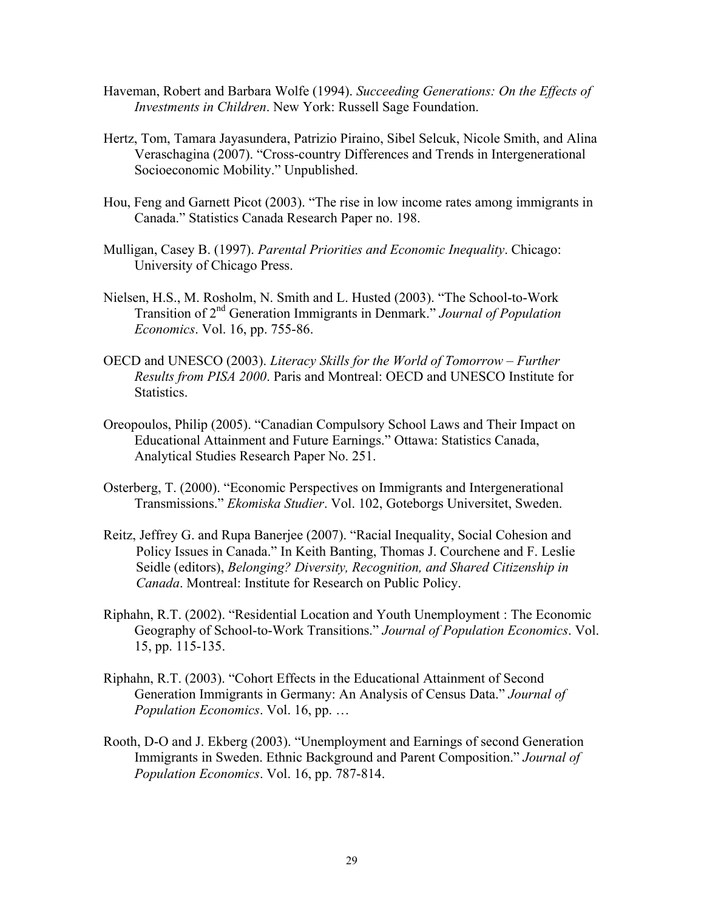Haveman, Robert and Barbara Wolfe (1994). *Succeeding Generations: On the Effects of Investments in Children*. New York: Russell Sage Foundation.

Hertz, Tom, Tamara Jayasundera, Patrizio Piraino, Sibel Selcuk, Nicole Smith, and Alina Veraschagina (2007). "Cross-country Differences and Trends in Intergenerational Socioeconomic Mobility." Unpublished.

Hou, Feng and Garnett Picot (2003). "The rise in low income rates among immigrants in Canada." Statistics Canada Research Paper no. 198.

Mulligan, Casey B. (1997). *Parental Priorities and Economic Inequality*. Chicago: University of Chicago Press.

Nielsen, H.S., M. Rosholm, N. Smith and L. Husted (2003). "The School-to-Work Transition of 2nd Generation Immigrants in Denmark." *Journal of Population Economics*. Vol. 16, pp. 755-86.

OECD and UNESCO (2003). *Literacy Skills for the World of Tomorrow – Further Results from PISA 2000*. Paris and Montreal: OECD and UNESCO Institute for Statistics.

Oreopoulos, Philip (2005). "Canadian Compulsory School Laws and Their Impact on Educational Attainment and Future Earnings." Ottawa: Statistics Canada, Analytical Studies Research Paper No. 251.

Osterberg, T. (2000). "Economic Perspectives on Immigrants and Intergenerational Transmissions." *Ekomiska Studier*. Vol. 102, Goteborgs Universitet, Sweden.

Reitz, Jeffrey G. and Rupa Banerjee (2007). "Racial Inequality, Social Cohesion and Policy Issues in Canada." In Keith Banting, Thomas J. Courchene and F. Leslie Seidle (editors), *Belonging? Diversity, Recognition, and Shared Citizenship in Canada*. Montreal: Institute for Research on Public Policy.

Riphahn, R.T. (2002). "Residential Location and Youth Unemployment : The Economic Geography of School-to-Work Transitions." *Journal of Population Economics*. Vol. 15, pp. 115-135.

Riphahn, R.T. (2003). "Cohort Effects in the Educational Attainment of Second Generation Immigrants in Germany: An Analysis of Census Data." *Journal of Population Economics*. Vol. 16, pp. …

Rooth, D-O and J. Ekberg (2003). "Unemployment and Earnings of second Generation Immigrants in Sweden. Ethnic Background and Parent Composition." *Journal of Population Economics*. Vol. 16, pp. 787-814.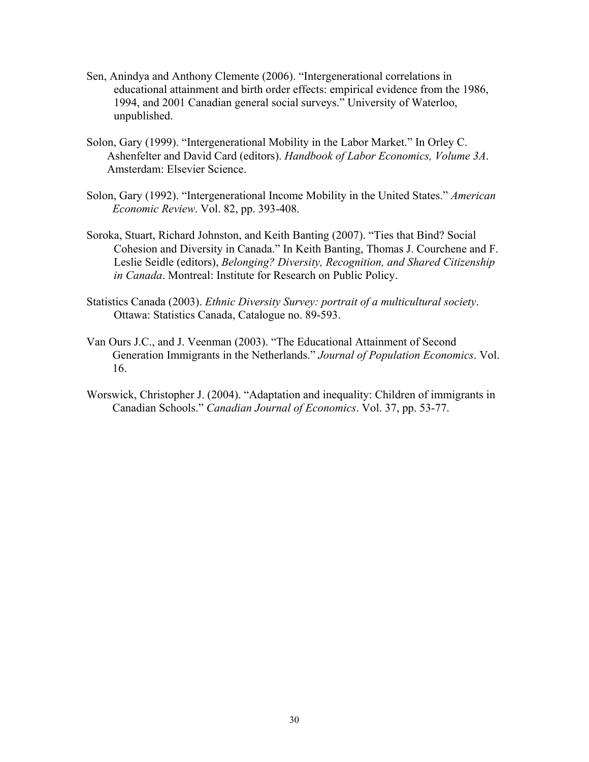Sen, Anindya and Anthony Clemente (2006). "Intergenerational correlations in educational attainment and birth order effects: empirical evidence from the 1986, 1994, and 2001 Canadian general social surveys." University of Waterloo, unpublished.

Solon, Gary (1999). "Intergenerational Mobility in the Labor Market." In Orley C. Ashenfelter and David Card (editors). *Handbook of Labor Economics, Volume 3A*. Amsterdam: Elsevier Science.

Solon, Gary (1992). "Intergenerational Income Mobility in the United States." *American Economic Review*. Vol. 82, pp. 393-408.

Soroka, Stuart, Richard Johnston, and Keith Banting (2007). "Ties that Bind? Social Cohesion and Diversity in Canada." In Keith Banting, Thomas J. Courchene and F. Leslie Seidle (editors), *Belonging? Diversity, Recognition, and Shared Citizenship in Canada*. Montreal: Institute for Research on Public Policy.

Statistics Canada (2003). *Ethnic Diversity Survey: portrait of a multicultural society*. Ottawa: Statistics Canada, Catalogue no. 89-593.

Van Ours J.C., and J. Veenman (2003). "The Educational Attainment of Second Generation Immigrants in the Netherlands." *Journal of Population Economics*. Vol. 16.

Worswick, Christopher J. (2004). "Adaptation and inequality: Children of immigrants in Canadian Schools." *Canadian Journal of Economics*. Vol. 37, pp. 53-77.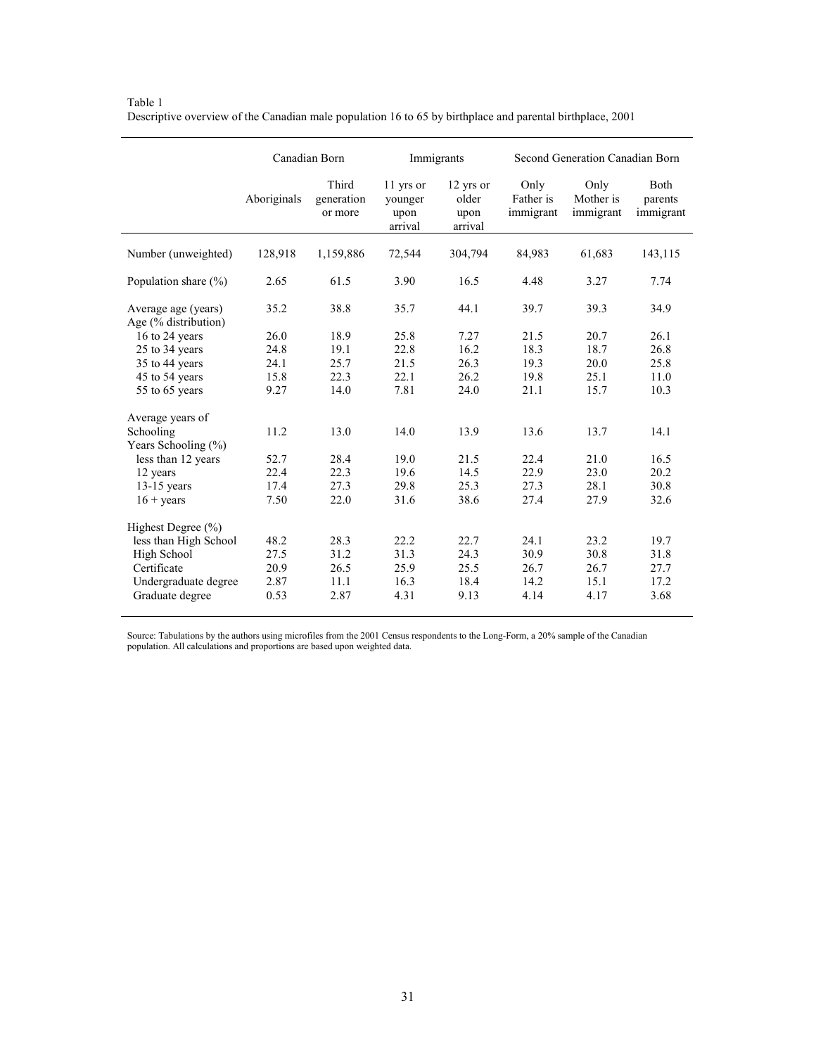Table 1
Descriptive overview of the Canadian male population 16 to 65 by birthplace and parental birthplace, 2001

| | Canadian Born | | Immigrants | | Second Generation Canadian Born | | |
|---|---|---|---|---|---|---|---|
| | Aboriginals | Third generation or more | 11 yrs or younger upon arrival | 12 yrs or older upon arrival | Only Father is immigrant | Only Mother is immigrant | Both parents immigrant |
| Number (unweighted) | 128,918 | 1,159,886 | 72,544 | 304,794 | 84,983 | 61,683 | 143,115 |
| Population share (%) | 2.65 | 61.5 | 3.90 | 16.5 | 4.48 | 3.27 | 7.74 |
| Average age (years) | 35.2 | 38.8 | 35.7 | 44.1 | 39.7 | 39.3 | 34.9 |
| Age (% distribution) | | | | | | | |
| 16 to 24 years | 26.0 | 18.9 | 25.8 | 7.27 | 21.5 | 20.7 | 26.1 |
| 25 to 34 years | 24.8 | 19.1 | 22.8 | 16.2 | 18.3 | 18.7 | 26.8 |
| 35 to 44 years | 24.1 | 25.7 | 21.5 | 26.3 | 19.3 | 20.0 | 25.8 |
| 45 to 54 years | 15.8 | 22.3 | 22.1 | 26.2 | 19.8 | 25.1 | 11.0 |
| 55 to 65 years | 9.27 | 14.0 | 7.81 | 24.0 | 21.1 | 15.7 | 10.3 |
| Average years of Schooling | 11.2 | 13.0 | 14.0 | 13.9 | 13.6 | 13.7 | 14.1 |
| Years Schooling (%) | | | | | | | |
| less than 12 years | 52.7 | 28.4 | 19.0 | 21.5 | 22.4 | 21.0 | 16.5 |
| 12 years | 22.4 | 22.3 | 19.6 | 14.5 | 22.9 | 23.0 | 20.2 |
| 13-15 years | 17.4 | 27.3 | 29.8 | 25.3 | 27.3 | 28.1 | 30.8 |
| 16 + years | 7.50 | 22.0 | 31.6 | 38.6 | 27.4 | 27.9 | 32.6 |
| Highest Degree (%) | | | | | | | |
| less than High School | 48.2 | 28.3 | 22.2 | 22.7 | 24.1 | 23.2 | 19.7 |
| High School | 27.5 | 31.2 | 31.3 | 24.3 | 30.9 | 30.8 | 31.8 |
| Certificate | 20.9 | 26.5 | 25.9 | 25.5 | 26.7 | 26.7 | 27.7 |
| Undergraduate degree | 2.87 | 11.1 | 16.3 | 18.4 | 14.2 | 15.1 | 17.2 |
| Graduate degree | 0.53 | 2.87 | 4.31 | 9.13 | 4.14 | 4.17 | 3.68 |

Source: Tabulations by the authors using microfiles from the 2001 Census respondents to the Long-Form, a 20% sample of the Canadian population. All calculations and proportions are based upon weighted data.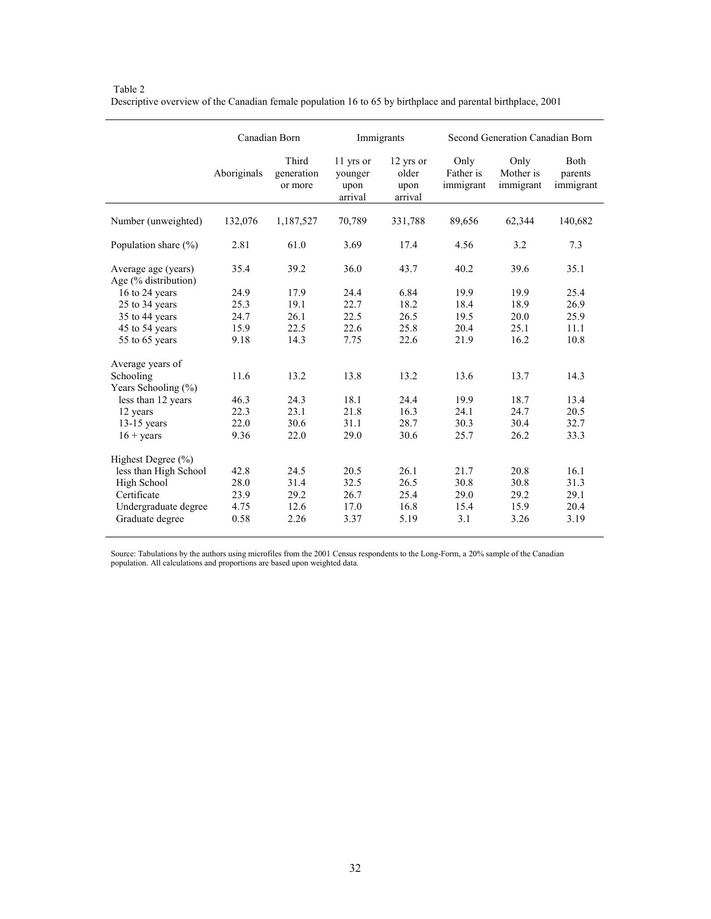Table 2
Descriptive overview of the Canadian female population 16 to 65 by birthplace and parental birthplace, 2001

| | Canadian Born | | Immigrants | | Second Generation Canadian Born | | |
|---|---|---|---|---|---|---|---|
| | Aboriginals | Third generation or more | 11 yrs or younger upon arrival | 12 yrs or older upon arrival | Only Father is immigrant | Only Mother is immigrant | Both parents immigrant |
| Number (unweighted) | 132,076 | 1,187,527 | 70,789 | 331,788 | 89,656 | 62,344 | 140,682 |
| Population share (%) | 2.81 | 61.0 | 3.69 | 17.4 | 4.56 | 3.2 | 7.3 |
| Average age (years) | 35.4 | 39.2 | 36.0 | 43.7 | 40.2 | 39.6 | 35.1 |
| Age (% distribution) | | | | | | | |
| 16 to 24 years | 24.9 | 17.9 | 24.4 | 6.84 | 19.9 | 19.9 | 25.4 |
| 25 to 34 years | 25.3 | 19.1 | 22.7 | 18.2 | 18.4 | 18.9 | 26.9 |
| 35 to 44 years | 24.7 | 26.1 | 22.5 | 26.5 | 19.5 | 20.0 | 25.9 |
| 45 to 54 years | 15.9 | 22.5 | 22.6 | 25.8 | 20.4 | 25.1 | 11.1 |
| 55 to 65 years | 9.18 | 14.3 | 7.75 | 22.6 | 21.9 | 16.2 | 10.8 |
| Average years of Schooling | 11.6 | 13.2 | 13.8 | 13.2 | 13.6 | 13.7 | 14.3 |
| Years Schooling (%) | | | | | | | |
| less than 12 years | 46.3 | 24.3 | 18.1 | 24.4 | 19.9 | 18.7 | 13.4 |
| 12 years | 22.3 | 23.1 | 21.8 | 16.3 | 24.1 | 24.7 | 20.5 |
| 13-15 years | 22.0 | 30.6 | 31.1 | 28.7 | 30.3 | 30.4 | 32.7 |
| 16 + years | 9.36 | 22.0 | 29.0 | 30.6 | 25.7 | 26.2 | 33.3 |
| Highest Degree (%) | | | | | | | |
| less than High School | 42.8 | 24.5 | 20.5 | 26.1 | 21.7 | 20.8 | 16.1 |
| High School | 28.0 | 31.4 | 32.5 | 26.5 | 30.8 | 30.8 | 31.3 |
| Certificate | 23.9 | 29.2 | 26.7 | 25.4 | 29.0 | 29.2 | 29.1 |
| Undergraduate degree | 4.75 | 12.6 | 17.0 | 16.8 | 15.4 | 15.9 | 20.4 |
| Graduate degree | 0.58 | 2.26 | 3.37 | 5.19 | 3.1 | 3.26 | 3.19 |

Source: Tabulations by the authors using microfiles from the 2001 Census respondents to the Long-Form, a 20% sample of the Canadian population. All calculations and proportions are based upon weighted data.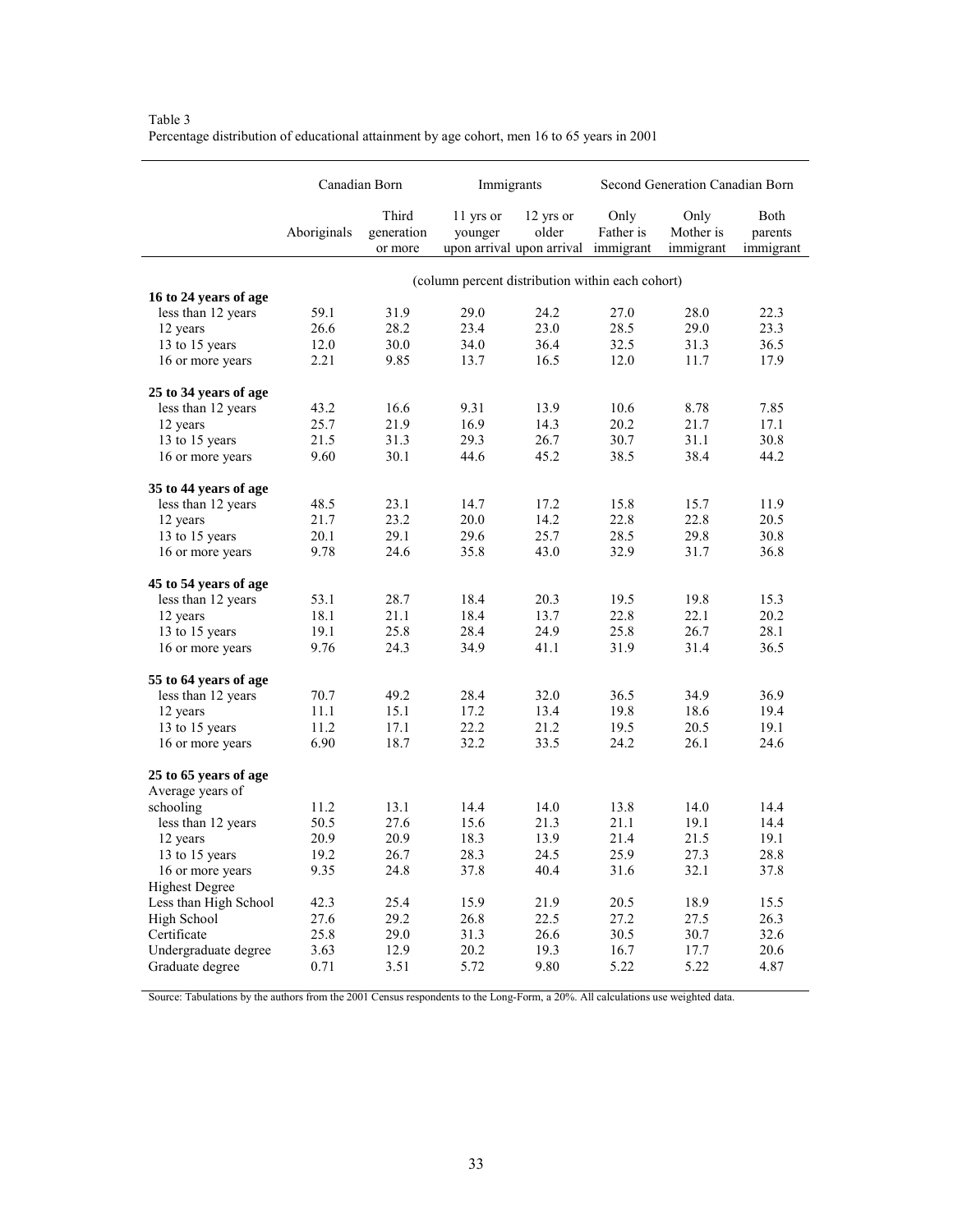Table 3
Percentage distribution of educational attainment by age cohort, men 16 to 65 years in 2001

| | Canadian Born | | Immigrants | | Second Generation Canadian Born | | |
|---|---|---|---|---|---|---|---|
| | Aboriginals | Third generation or more | 11 yrs or younger upon arrival | 12 yrs or older upon arrival | Only Father is immigrant | Only Mother is immigrant | Both parents immigrant |
| | (column percent distribution within each cohort) | | | | | | |
| **16 to 24 years of age** | | | | | | | |
| less than 12 years | 59.1 | 31.9 | 29.0 | 24.2 | 27.0 | 28.0 | 22.3 |
| 12 years | 26.6 | 28.2 | 23.4 | 23.0 | 28.5 | 29.0 | 23.3 |
| 13 to 15 years | 12.0 | 30.0 | 34.0 | 36.4 | 32.5 | 31.3 | 36.5 |
| 16 or more years | 2.21 | 9.85 | 13.7 | 16.5 | 12.0 | 11.7 | 17.9 |
| **25 to 34 years of age** | | | | | | | |
| less than 12 years | 43.2 | 16.6 | 9.31 | 13.9 | 10.6 | 8.78 | 7.85 |
| 12 years | 25.7 | 21.9 | 16.9 | 14.3 | 20.2 | 21.7 | 17.1 |
| 13 to 15 years | 21.5 | 31.3 | 29.3 | 26.7 | 30.7 | 31.1 | 30.8 |
| 16 or more years | 9.60 | 30.1 | 44.6 | 45.2 | 38.5 | 38.4 | 44.2 |
| **35 to 44 years of age** | | | | | | | |
| less than 12 years | 48.5 | 23.1 | 14.7 | 17.2 | 15.8 | 15.7 | 11.9 |
| 12 years | 21.7 | 23.2 | 20.0 | 14.2 | 22.8 | 22.8 | 20.5 |
| 13 to 15 years | 20.1 | 29.1 | 29.6 | 25.7 | 28.5 | 29.8 | 30.8 |
| 16 or more years | 9.78 | 24.6 | 35.8 | 43.0 | 32.9 | 31.7 | 36.8 |
| **45 to 54 years of age** | | | | | | | |
| less than 12 years | 53.1 | 28.7 | 18.4 | 20.3 | 19.5 | 19.8 | 15.3 |
| 12 years | 18.1 | 21.1 | 18.4 | 13.7 | 22.8 | 22.1 | 20.2 |
| 13 to 15 years | 19.1 | 25.8 | 28.4 | 24.9 | 25.8 | 26.7 | 28.1 |
| 16 or more years | 9.76 | 24.3 | 34.9 | 41.1 | 31.9 | 31.4 | 36.5 |
| **55 to 64 years of age** | | | | | | | |
| less than 12 years | 70.7 | 49.2 | 28.4 | 32.0 | 36.5 | 34.9 | 36.9 |
| 12 years | 11.1 | 15.1 | 17.2 | 13.4 | 19.8 | 18.6 | 19.4 |
| 13 to 15 years | 11.2 | 17.1 | 22.2 | 21.2 | 19.5 | 20.5 | 19.1 |
| 16 or more years | 6.90 | 18.7 | 32.2 | 33.5 | 24.2 | 26.1 | 24.6 |
| **25 to 65 years of age** | | | | | | | |
| Average years of schooling | 11.2 | 13.1 | 14.4 | 14.0 | 13.8 | 14.0 | 14.4 |
| less than 12 years | 50.5 | 27.6 | 15.6 | 21.3 | 21.1 | 19.1 | 14.4 |
| 12 years | 20.9 | 20.9 | 18.3 | 13.9 | 21.4 | 21.5 | 19.1 |
| 13 to 15 years | 19.2 | 26.7 | 28.3 | 24.5 | 25.9 | 27.3 | 28.8 |
| 16 or more years | 9.35 | 24.8 | 37.8 | 40.4 | 31.6 | 32.1 | 37.8 |
| Highest Degree | | | | | | | |
| Less than High School | 42.3 | 25.4 | 15.9 | 21.9 | 20.5 | 18.9 | 15.5 |
| High School | 27.6 | 29.2 | 26.8 | 22.5 | 27.2 | 27.5 | 26.3 |
| Certificate | 25.8 | 29.0 | 31.3 | 26.6 | 30.5 | 30.7 | 32.6 |
| Undergraduate degree | 3.63 | 12.9 | 20.2 | 19.3 | 16.7 | 17.7 | 20.6 |
| Graduate degree | 0.71 | 3.51 | 5.72 | 9.80 | 5.22 | 5.22 | 4.87 |

Source: Tabulations by the authors from the 2001 Census respondents to the Long-Form, a 20%. All calculations use weighted data.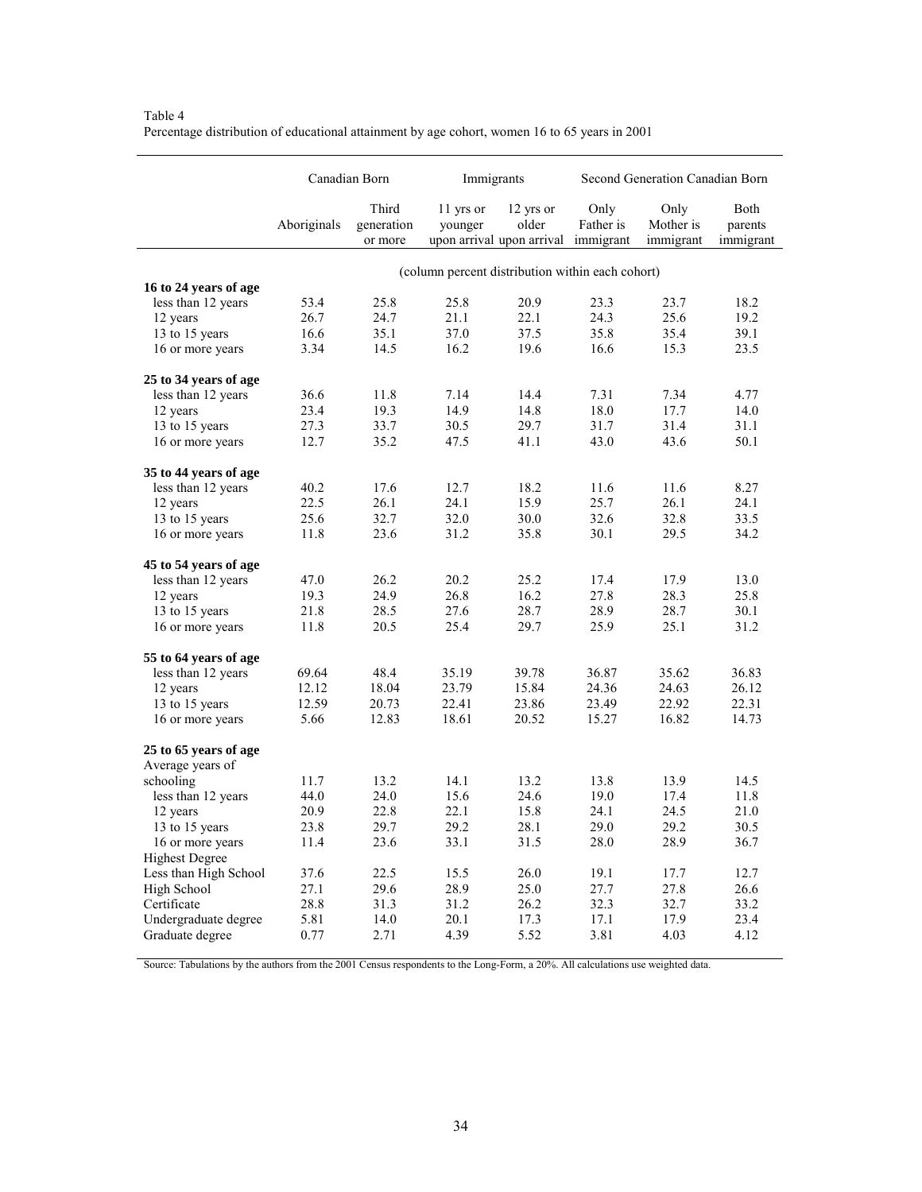Table 4
Percentage distribution of educational attainment by age cohort, women 16 to 65 years in 2001

| | Canadian Born | | Immigrants | | Second Generation Canadian Born | | |
|---|---|---|---|---|---|---|---|
| | Aboriginals | Third generation or more | 11 yrs or younger upon arrival | 12 yrs or older upon arrival | Only Father is immigrant | Only Mother is immigrant | Both parents immigrant |
| | (column percent distribution within each cohort) | | | | | | |
| **16 to 24 years of age** | | | | | | | |
| less than 12 years | 53.4 | 25.8 | 25.8 | 20.9 | 23.3 | 23.7 | 18.2 |
| 12 years | 26.7 | 24.7 | 21.1 | 22.1 | 24.3 | 25.6 | 19.2 |
| 13 to 15 years | 16.6 | 35.1 | 37.0 | 37.5 | 35.8 | 35.4 | 39.1 |
| 16 or more years | 3.34 | 14.5 | 16.2 | 19.6 | 16.6 | 15.3 | 23.5 |
| **25 to 34 years of age** | | | | | | | |
| less than 12 years | 36.6 | 11.8 | 7.14 | 14.4 | 7.31 | 7.34 | 4.77 |
| 12 years | 23.4 | 19.3 | 14.9 | 14.8 | 18.0 | 17.7 | 14.0 |
| 13 to 15 years | 27.3 | 33.7 | 30.5 | 29.7 | 31.7 | 31.4 | 31.1 |
| 16 or more years | 12.7 | 35.2 | 47.5 | 41.1 | 43.0 | 43.6 | 50.1 |
| **35 to 44 years of age** | | | | | | | |
| less than 12 years | 40.2 | 17.6 | 12.7 | 18.2 | 11.6 | 11.6 | 8.27 |
| 12 years | 22.5 | 26.1 | 24.1 | 15.9 | 25.7 | 26.1 | 24.1 |
| 13 to 15 years | 25.6 | 32.7 | 32.0 | 30.0 | 32.6 | 32.8 | 33.5 |
| 16 or more years | 11.8 | 23.6 | 31.2 | 35.8 | 30.1 | 29.5 | 34.2 |
| **45 to 54 years of age** | | | | | | | |
| less than 12 years | 47.0 | 26.2 | 20.2 | 25.2 | 17.4 | 17.9 | 13.0 |
| 12 years | 19.3 | 24.9 | 26.8 | 16.2 | 27.8 | 28.3 | 25.8 |
| 13 to 15 years | 21.8 | 28.5 | 27.6 | 28.7 | 28.9 | 28.7 | 30.1 |
| 16 or more years | 11.8 | 20.5 | 25.4 | 29.7 | 25.9 | 25.1 | 31.2 |
| **55 to 64 years of age** | | | | | | | |
| less than 12 years | 69.64 | 48.4 | 35.19 | 39.78 | 36.87 | 35.62 | 36.83 |
| 12 years | 12.12 | 18.04 | 23.79 | 15.84 | 24.36 | 24.63 | 26.12 |
| 13 to 15 years | 12.59 | 20.73 | 22.41 | 23.86 | 23.49 | 22.92 | 22.31 |
| 16 or more years | 5.66 | 12.83 | 18.61 | 20.52 | 15.27 | 16.82 | 14.73 |
| **25 to 65 years of age** | | | | | | | |
| Average years of schooling | 11.7 | 13.2 | 14.1 | 13.2 | 13.8 | 13.9 | 14.5 |
| less than 12 years | 44.0 | 24.0 | 15.6 | 24.6 | 19.0 | 17.4 | 11.8 |
| 12 years | 20.9 | 22.8 | 22.1 | 15.8 | 24.1 | 24.5 | 21.0 |
| 13 to 15 years | 23.8 | 29.7 | 29.2 | 28.1 | 29.0 | 29.2 | 30.5 |
| 16 or more years | 11.4 | 23.6 | 33.1 | 31.5 | 28.0 | 28.9 | 36.7 |
| Highest Degree | | | | | | | |
| Less than High School | 37.6 | 22.5 | 15.5 | 26.0 | 19.1 | 17.7 | 12.7 |
| High School | 27.1 | 29.6 | 28.9 | 25.0 | 27.7 | 27.8 | 26.6 |
| Certificate | 28.8 | 31.3 | 31.2 | 26.2 | 32.3 | 32.7 | 33.2 |
| Undergraduate degree | 5.81 | 14.0 | 20.1 | 17.3 | 17.1 | 17.9 | 23.4 |
| Graduate degree | 0.77 | 2.71 | 4.39 | 5.52 | 3.81 | 4.03 | 4.12 |

Source: Tabulations by the authors from the 2001 Census respondents to the Long-Form, a 20%. All calculations use weighted data.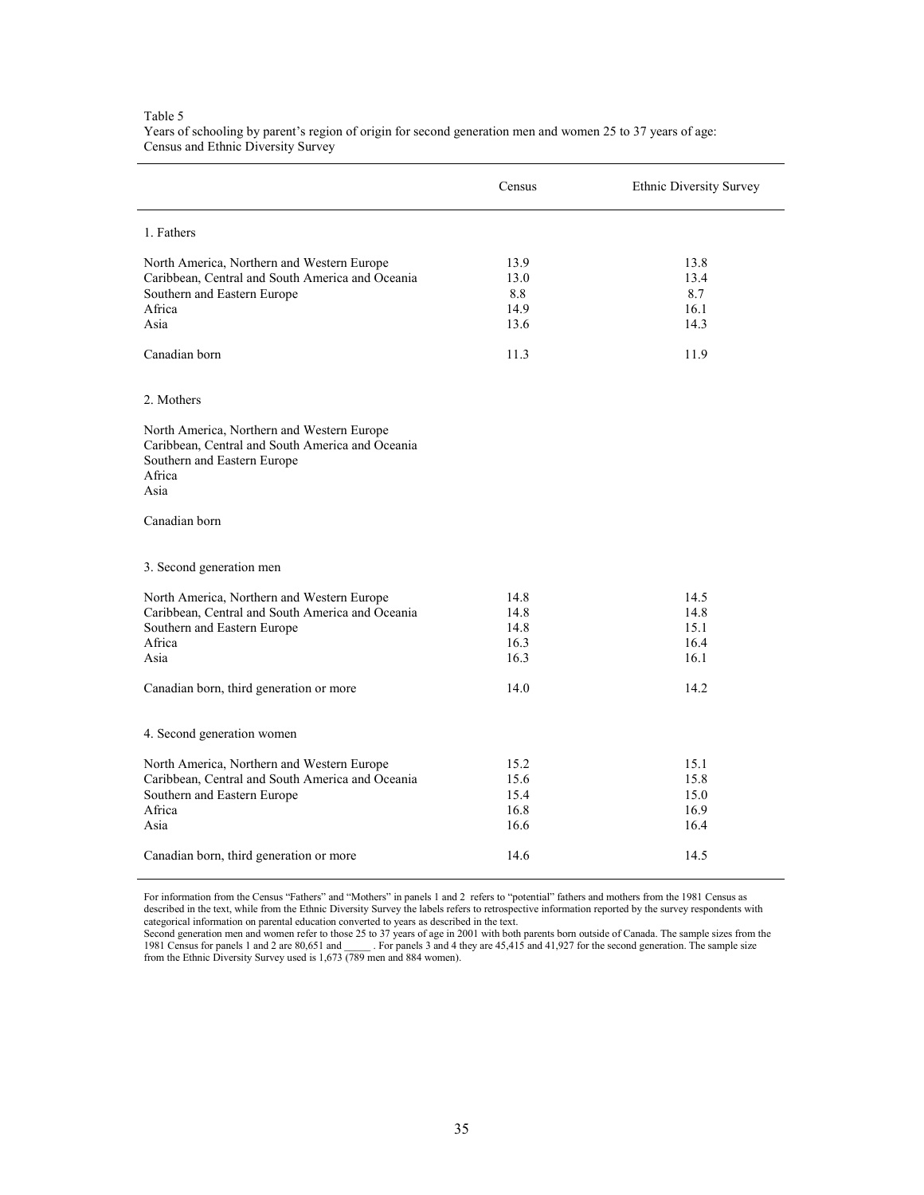Table 5
Years of schooling by parent's region of origin for second generation men and women 25 to 37 years of age: Census and Ethnic Diversity Survey

| | Census | Ethnic Diversity Survey |
|---|---|---|
| 1. Fathers | | |
| North America, Northern and Western Europe | 13.9 | 13.8 |
| Caribbean, Central and South America and Oceania | 13.0 | 13.4 |
| Southern and Eastern Europe | 8.8 | 8.7 |
| Africa | 14.9 | 16.1 |
| Asia | 13.6 | 14.3 |
| Canadian born | 11.3 | 11.9 |
| 2. Mothers | | |
| North America, Northern and Western Europe | | |
| Caribbean, Central and South America and Oceania | | |
| Southern and Eastern Europe | | |
| Africa | | |
| Asia | | |
| Canadian born | | |
| 3. Second generation men | | |
| North America, Northern and Western Europe | 14.8 | 14.5 |
| Caribbean, Central and South America and Oceania | 14.8 | 14.8 |
| Southern and Eastern Europe | 14.8 | 15.1 |
| Africa | 16.3 | 16.4 |
| Asia | 16.3 | 16.1 |
| Canadian born, third generation or more | 14.0 | 14.2 |
| 4. Second generation women | | |
| North America, Northern and Western Europe | 15.2 | 15.1 |
| Caribbean, Central and South America and Oceania | 15.6 | 15.8 |
| Southern and Eastern Europe | 15.4 | 15.0 |
| Africa | 16.8 | 16.9 |
| Asia | 16.6 | 16.4 |
| Canadian born, third generation or more | 14.6 | 14.5 |

For information from the Census "Fathers" and "Mothers" in panels 1 and 2 refers to "potential" fathers and mothers from the 1981 Census as described in the text, while from the Ethnic Diversity Survey the labels refers to retrospective information reported by the survey respondents with categorical information on parental education converted to years as described in the text.
Second generation men and women refer to those 25 to 37 years of age in 2001 with both parents born outside of Canada. The sample sizes from the 1981 Census for panels 1 and 2 are 80,651 and _____ . For panels 3 and 4 they are 45,415 and 41,927 for the second generation. The sample size from the Ethnic Diversity Survey used is 1,673 (789 men and 884 women).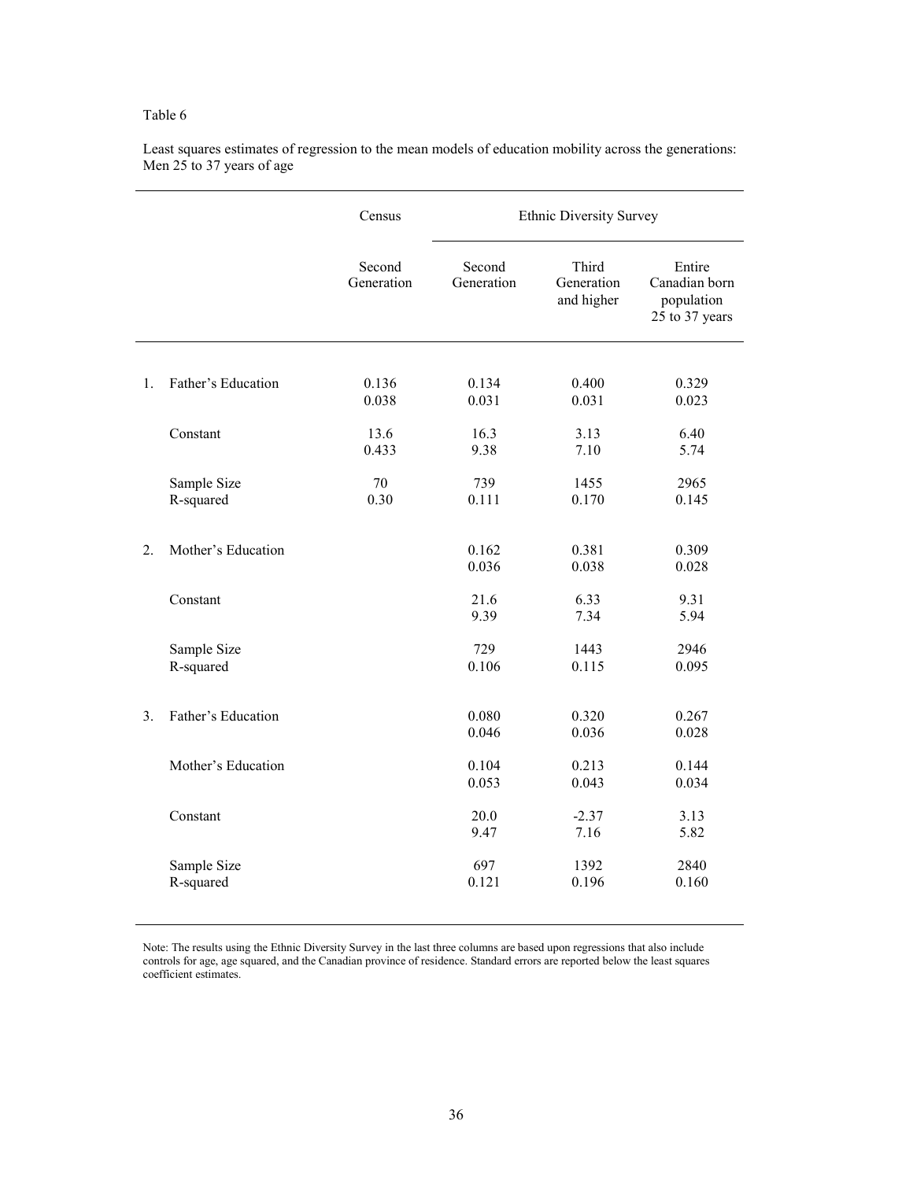Table 6

Least squares estimates of regression to the mean models of education mobility across the generations: Men 25 to 37 years of age

| | | Census | Ethnic Diversity Survey | | |
|---|---|---|---|---|---|
| | | Second Generation | Second Generation | Third Generation and higher | Entire Canadian born population 25 to 37 years |
| 1. | Father's Education | 0.136 | 0.134 | 0.400 | 0.329 |
| | | 0.038 | 0.031 | 0.031 | 0.023 |
| | Constant | 13.6 | 16.3 | 3.13 | 6.40 |
| | | 0.433 | 9.38 | 7.10 | 5.74 |
| | Sample Size | 70 | 739 | 1455 | 2965 |
| | R-squared | 0.30 | 0.111 | 0.170 | 0.145 |
| 2. | Mother's Education | | 0.162 | 0.381 | 0.309 |
| | | | 0.036 | 0.038 | 0.028 |
| | Constant | | 21.6 | 6.33 | 9.31 |
| | | | 9.39 | 7.34 | 5.94 |
| | Sample Size | | 729 | 1443 | 2946 |
| | R-squared | | 0.106 | 0.115 | 0.095 |
| 3. | Father's Education | | 0.080 | 0.320 | 0.267 |
| | | | 0.046 | 0.036 | 0.028 |
| | Mother's Education | | 0.104 | 0.213 | 0.144 |
| | | | 0.053 | 0.043 | 0.034 |
| | Constant | | 20.0 | -2.37 | 3.13 |
| | | | 9.47 | 7.16 | 5.82 |
| | Sample Size | | 697 | 1392 | 2840 |
| | R-squared | | 0.121 | 0.196 | 0.160 |

Note: The results using the Ethnic Diversity Survey in the last three columns are based upon regressions that also include controls for age, age squared, and the Canadian province of residence. Standard errors are reported below the least squares coefficient estimates.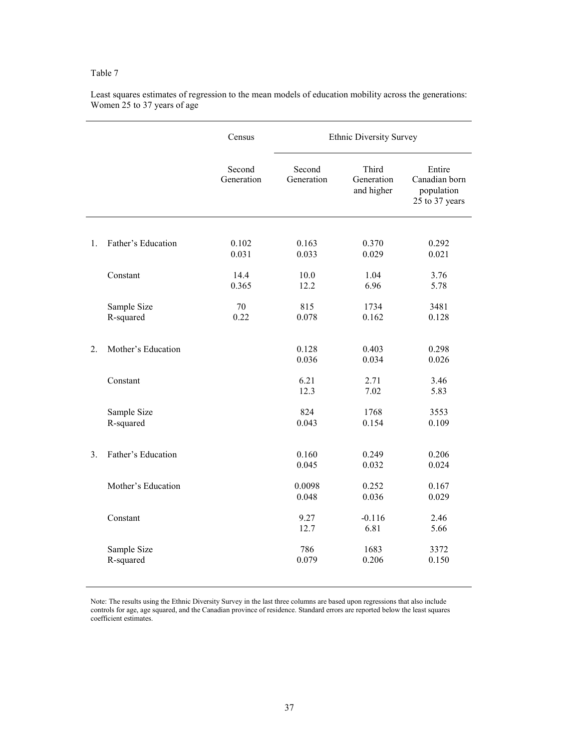Table 7

Least squares estimates of regression to the mean models of education mobility across the generations: Women 25 to 37 years of age

| | | Census | Ethnic Diversity Survey | | |
|---|---|---|---|---|---|
| | | Second Generation | Second Generation | Third Generation and higher | Entire Canadian born population 25 to 37 years |
| 1. | Father's Education | 0.102 | 0.163 | 0.370 | 0.292 |
| | | 0.031 | 0.033 | 0.029 | 0.021 |
| | Constant | 14.4 | 10.0 | 1.04 | 3.76 |
| | | 0.365 | 12.2 | 6.96 | 5.78 |
| | Sample Size | 70 | 815 | 1734 | 3481 |
| | R-squared | 0.22 | 0.078 | 0.162 | 0.128 |
| 2. | Mother's Education | | 0.128 | 0.403 | 0.298 |
| | | | 0.036 | 0.034 | 0.026 |
| | Constant | | 6.21 | 2.71 | 3.46 |
| | | | 12.3 | 7.02 | 5.83 |
| | Sample Size | | 824 | 1768 | 3553 |
| | R-squared | | 0.043 | 0.154 | 0.109 |
| 3. | Father's Education | | 0.160 | 0.249 | 0.206 |
| | | | 0.045 | 0.032 | 0.024 |
| | Mother's Education | | 0.0098 | 0.252 | 0.167 |
| | | | 0.048 | 0.036 | 0.029 |
| | Constant | | 9.27 | -0.116 | 2.46 |
| | | | 12.7 | 6.81 | 5.66 |
| | Sample Size | | 786 | 1683 | 3372 |
| | R-squared | | 0.079 | 0.206 | 0.150 |

Note: The results using the Ethnic Diversity Survey in the last three columns are based upon regressions that also include controls for age, age squared, and the Canadian province of residence. Standard errors are reported below the least squares coefficient estimates.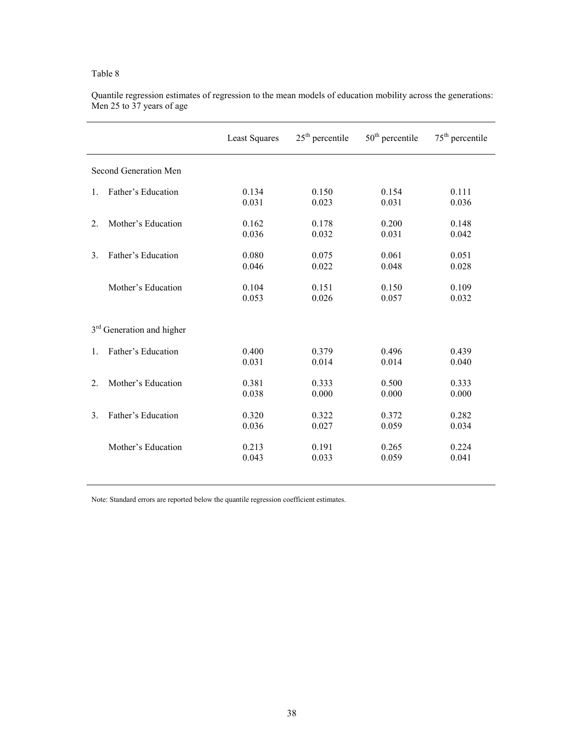Table 8

Quantile regression estimates of regression to the mean models of education mobility across the generations: Men 25 to 37 years of age

| | Least Squares | 25th percentile | 50th percentile | 75th percentile |
|---|---|---|---|---|
| **Second Generation Men** | | | | |
| 1. Father's Education | 0.134 | 0.150 | 0.154 | 0.111 |
| | 0.031 | 0.023 | 0.031 | 0.036 |
| 2. Mother's Education | 0.162 | 0.178 | 0.200 | 0.148 |
| | 0.036 | 0.032 | 0.031 | 0.042 |
| 3. Father's Education | 0.080 | 0.075 | 0.061 | 0.051 |
| | 0.046 | 0.022 | 0.048 | 0.028 |
| Mother's Education | 0.104 | 0.151 | 0.150 | 0.109 |
| | 0.053 | 0.026 | 0.057 | 0.032 |
| **3rd Generation and higher** | | | | |
| 1. Father's Education | 0.400 | 0.379 | 0.496 | 0.439 |
| | 0.031 | 0.014 | 0.014 | 0.040 |
| 2. Mother's Education | 0.381 | 0.333 | 0.500 | 0.333 |
| | 0.038 | 0.000 | 0.000 | 0.000 |
| 3. Father's Education | 0.320 | 0.322 | 0.372 | 0.282 |
| | 0.036 | 0.027 | 0.059 | 0.034 |
| Mother's Education | 0.213 | 0.191 | 0.265 | 0.224 |
| | 0.043 | 0.033 | 0.059 | 0.041 |

Note: Standard errors are reported below the quantile regression coefficient estimates.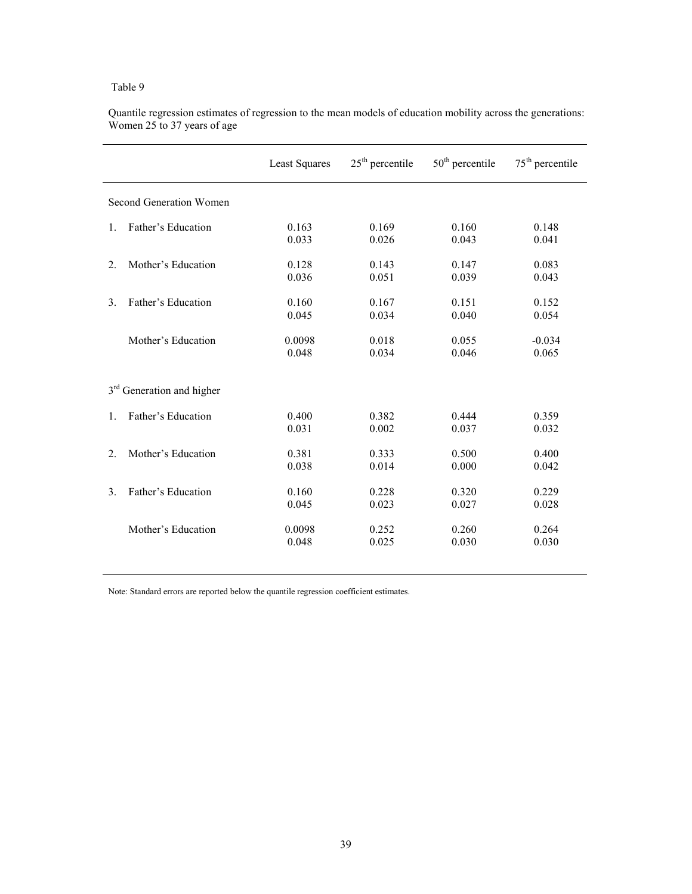Table 9

Quantile regression estimates of regression to the mean models of education mobility across the generations: Women 25 to 37 years of age

| | Least Squares | 25th percentile | 50th percentile | 75th percentile |
|---|---|---|---|---|
| Second Generation Women | | | | |
| 1. Father's Education | 0.163 | 0.169 | 0.160 | 0.148 |
| | 0.033 | 0.026 | 0.043 | 0.041 |
| 2. Mother's Education | 0.128 | 0.143 | 0.147 | 0.083 |
| | 0.036 | 0.051 | 0.039 | 0.043 |
| 3. Father's Education | 0.160 | 0.167 | 0.151 | 0.152 |
| | 0.045 | 0.034 | 0.040 | 0.054 |
| Mother's Education | 0.0098 | 0.018 | 0.055 | -0.034 |
| | 0.048 | 0.034 | 0.046 | 0.065 |
| 3rd Generation and higher | | | | |
| 1. Father's Education | 0.400 | 0.382 | 0.444 | 0.359 |
| | 0.031 | 0.002 | 0.037 | 0.032 |
| 2. Mother's Education | 0.381 | 0.333 | 0.500 | 0.400 |
| | 0.038 | 0.014 | 0.000 | 0.042 |
| 3. Father's Education | 0.160 | 0.228 | 0.320 | 0.229 |
| | 0.045 | 0.023 | 0.027 | 0.028 |
| Mother's Education | 0.0098 | 0.252 | 0.260 | 0.264 |
| | 0.048 | 0.025 | 0.030 | 0.030 |

Note: Standard errors are reported below the quantile regression coefficient estimates.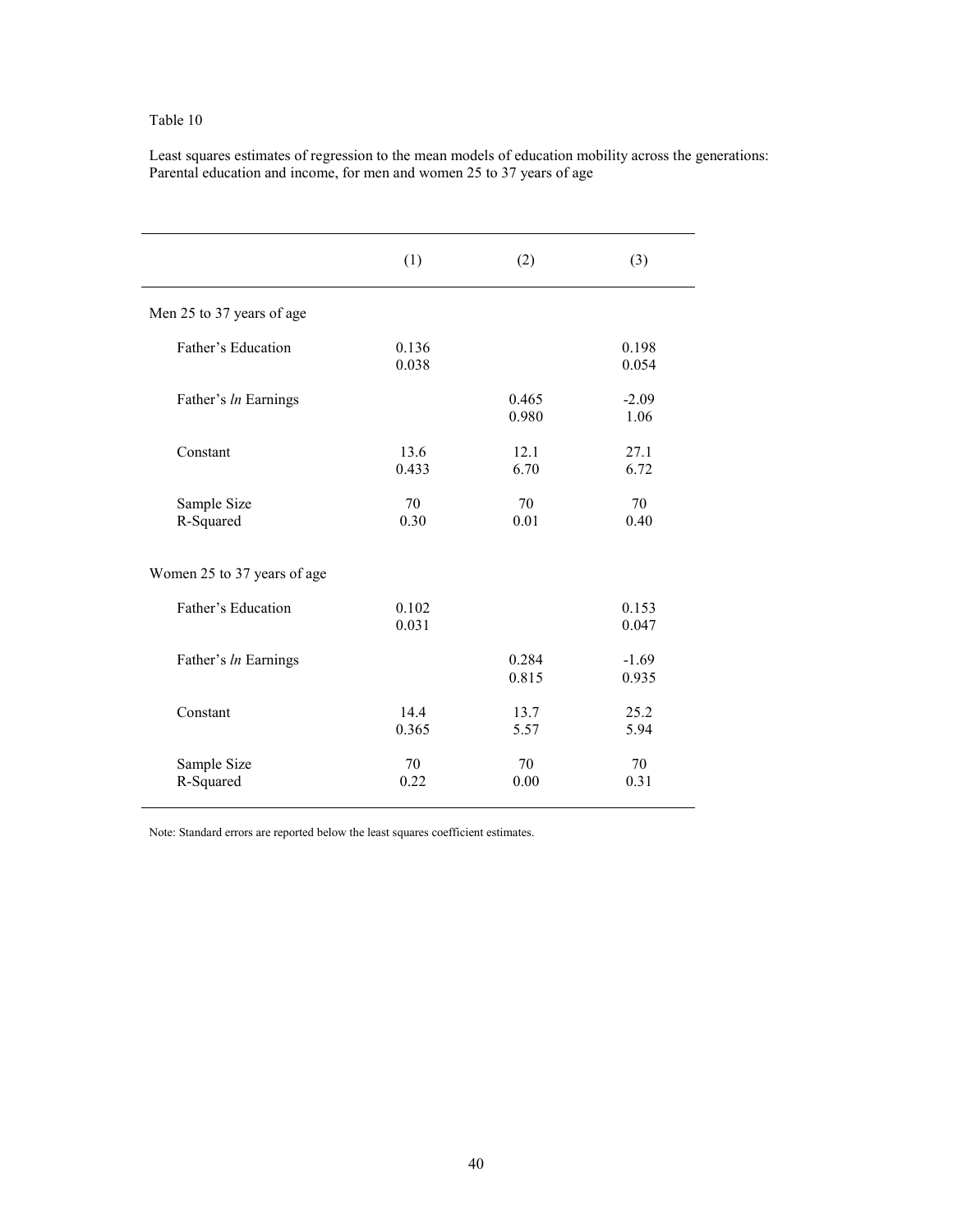Table 10

Least squares estimates of regression to the mean models of education mobility across the generations: Parental education and income, for men and women 25 to 37 years of age

| | (1) | (2) | (3) |
|---|---|---|---|
| Men 25 to 37 years of age | | | |
| Father's Education | 0.136<br>0.038 | | 0.198<br>0.054 |
| Father's *ln* Earnings | | 0.465<br>0.980 | -2.09<br>1.06 |
| Constant | 13.6<br>0.433 | 12.1<br>6.70 | 27.1<br>6.72 |
| Sample Size<br>R-Squared | 70<br>0.30 | 70<br>0.01 | 70<br>0.40 |
| Women 25 to 37 years of age | | | |
| Father's Education | 0.102<br>0.031 | | 0.153<br>0.047 |
| Father's *ln* Earnings | | 0.284<br>0.815 | -1.69<br>0.935 |
| Constant | 14.4<br>0.365 | 13.7<br>5.57 | 25.2<br>5.94 |
| Sample Size<br>R-Squared | 70<br>0.22 | 70<br>0.00 | 70<br>0.31 |

Note: Standard errors are reported below the least squares coefficient estimates.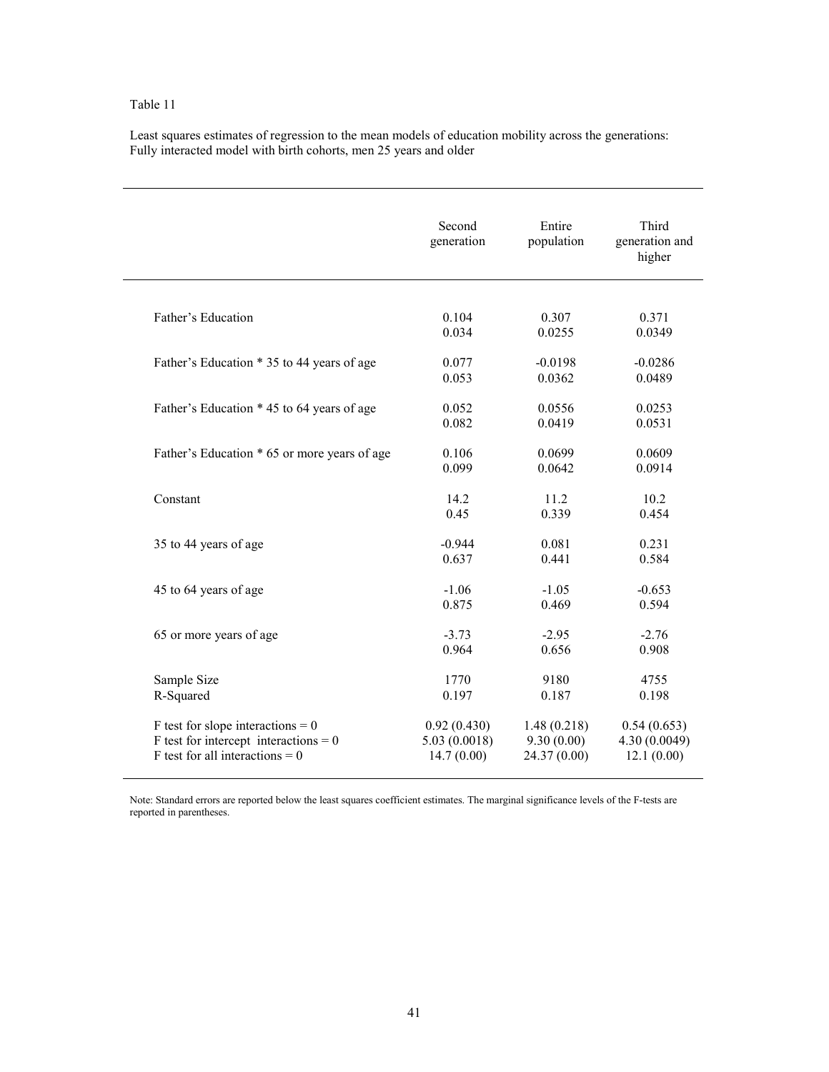Table 11

Least squares estimates of regression to the mean models of education mobility across the generations: Fully interacted model with birth cohorts, men 25 years and older

| | Second generation | Entire population | Third generation and higher |
|---|---|---|---|
| Father's Education | 0.104 | 0.307 | 0.371 |
| | 0.034 | 0.0255 | 0.0349 |
| Father's Education * 35 to 44 years of age | 0.077 | -0.0198 | -0.0286 |
| | 0.053 | 0.0362 | 0.0489 |
| Father's Education * 45 to 64 years of age | 0.052 | 0.0556 | 0.0253 |
| | 0.082 | 0.0419 | 0.0531 |
| Father's Education * 65 or more years of age | 0.106 | 0.0699 | 0.0609 |
| | 0.099 | 0.0642 | 0.0914 |
| Constant | 14.2 | 11.2 | 10.2 |
| | 0.45 | 0.339 | 0.454 |
| 35 to 44 years of age | -0.944 | 0.081 | 0.231 |
| | 0.637 | 0.441 | 0.584 |
| 45 to 64 years of age | -1.06 | -1.05 | -0.653 |
| | 0.875 | 0.469 | 0.594 |
| 65 or more years of age | -3.73 | -2.95 | -2.76 |
| | 0.964 | 0.656 | 0.908 |
| Sample Size | 1770 | 9180 | 4755 |
| R-Squared | 0.197 | 0.187 | 0.198 |
| F test for slope interactions = 0 | 0.92 (0.430) | 1.48 (0.218) | 0.54 (0.653) |
| F test for intercept interactions = 0 | 5.03 (0.0018) | 9.30 (0.00) | 4.30 (0.0049) |
| F test for all interactions = 0 | 14.7 (0.00) | 24.37 (0.00) | 12.1 (0.00) |

Note: Standard errors are reported below the least squares coefficient estimates. The marginal significance levels of the F-tests are reported in parentheses.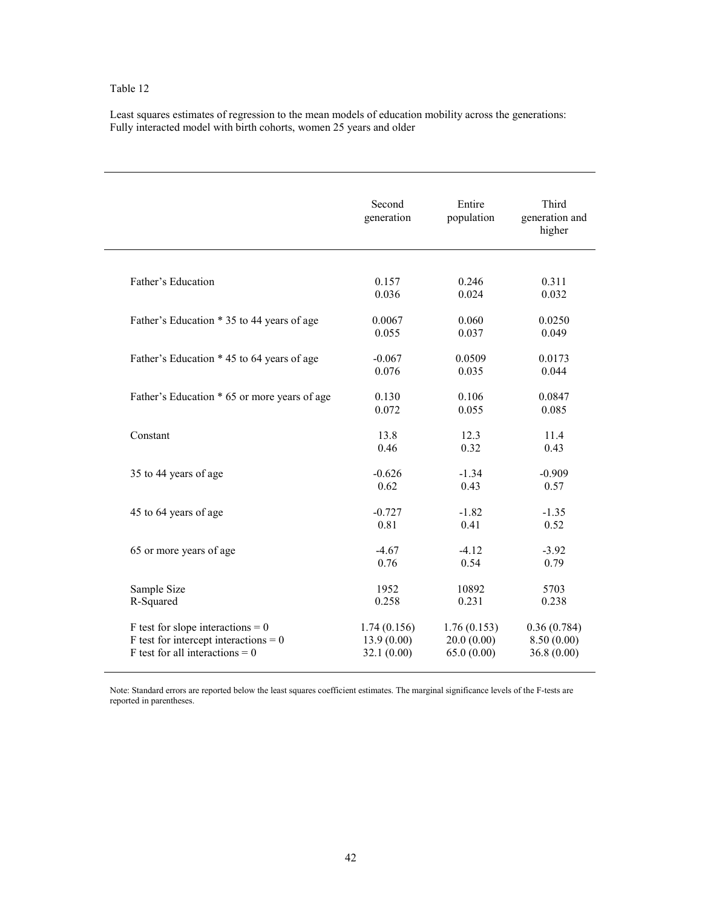Table 12

Least squares estimates of regression to the mean models of education mobility across the generations: Fully interacted model with birth cohorts, women 25 years and older

| | Second generation | Entire population | Third generation and higher |
|---|---|---|---|
| Father's Education | 0.157 | 0.246 | 0.311 |
| | 0.036 | 0.024 | 0.032 |
| Father's Education * 35 to 44 years of age | 0.0067 | 0.060 | 0.0250 |
| | 0.055 | 0.037 | 0.049 |
| Father's Education * 45 to 64 years of age | -0.067 | 0.0509 | 0.0173 |
| | 0.076 | 0.035 | 0.044 |
| Father's Education * 65 or more years of age | 0.130 | 0.106 | 0.0847 |
| | 0.072 | 0.055 | 0.085 |
| Constant | 13.8 | 12.3 | 11.4 |
| | 0.46 | 0.32 | 0.43 |
| 35 to 44 years of age | -0.626 | -1.34 | -0.909 |
| | 0.62 | 0.43 | 0.57 |
| 45 to 64 years of age | -0.727 | -1.82 | -1.35 |
| | 0.81 | 0.41 | 0.52 |
| 65 or more years of age | -4.67 | -4.12 | -3.92 |
| | 0.76 | 0.54 | 0.79 |
| Sample Size | 1952 | 10892 | 5703 |
| R-Squared | 0.258 | 0.231 | 0.238 |
| F test for slope interactions = 0 | 1.74 (0.156) | 1.76 (0.153) | 0.36 (0.784) |
| F test for intercept interactions = 0 | 13.9 (0.00) | 20.0 (0.00) | 8.50 (0.00) |
| F test for all interactions = 0 | 32.1 (0.00) | 65.0 (0.00) | 36.8 (0.00) |

Note: Standard errors are reported below the least squares coefficient estimates. The marginal significance levels of the F-tests are reported in parentheses.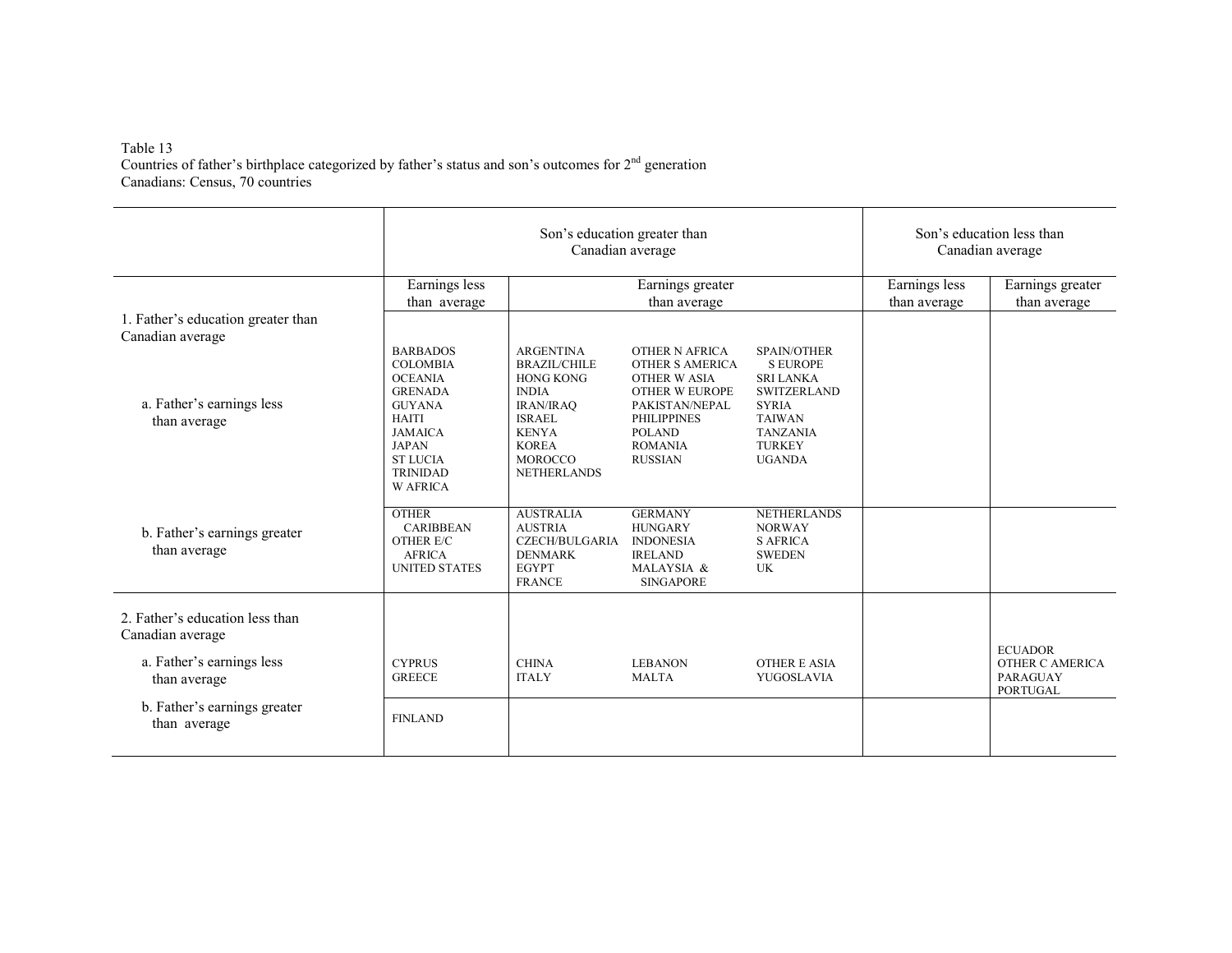Table 13
Countries of father's birthplace categorized by father's status and son's outcomes for 2nd generation Canadians: Census, 70 countries

| | Son's education greater than Canadian average | | Son's education less than Canadian average | |
|---|---|---|---|---|
| | Earnings less than average | Earnings greater than average | Earnings less than average | Earnings greater than average |
| 1. Father's education greater than Canadian average | | | | |
| a. Father's earnings less than average | BARBADOS, COLOMBIA, OCEANIA, GRENADA, GUYANA, HAITI, JAMAICA, JAPAN, ST LUCIA, TRINIDAD, W AFRICA | ARGENTINA, BRAZIL/CHILE, HONG KONG, INDIA, IRAN/IRAQ, ISRAEL, KENYA, KOREA, MOROCCO, NETHERLANDS, OTHER N AFRICA, OTHER S AMERICA, OTHER W ASIA, OTHER W EUROPE, PAKISTAN/NEPAL, PHILIPPINES, POLAND, ROMANIA, RUSSIAN, SPAIN/OTHER S EUROPE, SRI LANKA, SWITZERLAND, SYRIA, TAIWAN, TANZANIA, TURKEY, UGANDA | | |
| b. Father's earnings greater than average | OTHER CARIBBEAN, OTHER E/C AFRICA, UNITED STATES | AUSTRALIA, AUSTRIA, CZECH/BULGARIA, DENMARK, EGYPT, FRANCE, GERMANY, HUNGARY, INDONESIA, IRELAND, MALAYSIA & SINGAPORE, NETHERLANDS, NORWAY, S AFRICA, SWEDEN, UK | | |
| 2. Father's education less than Canadian average | | | | |
| a. Father's earnings less than average | CYPRUS, GREECE | CHINA, ITALY, LEBANON, MALTA, OTHER E ASIA, YUGOSLAVIA | | ECUADOR, OTHER C AMERICA, PARAGUAY, PORTUGAL |
| b. Father's earnings greater than average | FINLAND | | | |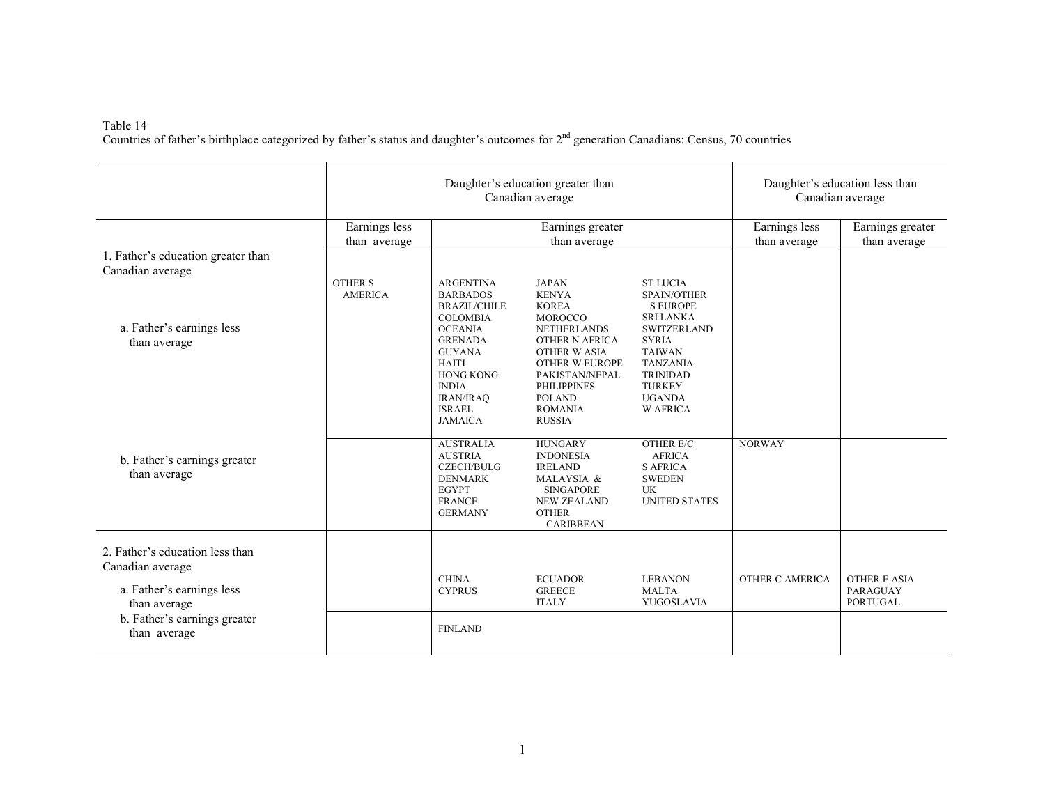Table 14
Countries of father's birthplace categorized by father's status and daughter's outcomes for 2nd generation Canadians: Census, 70 countries

| | Daughter's education greater than Canadian average | | Daughter's education less than Canadian average | |
|---|---|---|---|---|
| | Earnings less than average | Earnings greater than average | Earnings less than average | Earnings greater than average |
| 1. Father's education greater than Canadian average | | | | |
| a. Father's earnings less than average | OTHER S AMERICA | ARGENTINA, BARBADOS, BRAZIL/CHILE, COLOMBIA, OCEANIA, GRENADA, GUYANA, HAITI, HONG KONG, INDIA, IRAN/IRAQ, ISRAEL, JAMAICA, JAPAN, KENYA, KOREA, MOROCCO, NETHERLANDS, OTHER N AFRICA, OTHER W ASIA, OTHER W EUROPE, PAKISTAN/NEPAL, PHILIPPINES, POLAND, ROMANIA, RUSSIA, ST LUCIA, SPAIN/OTHER S EUROPE, SRI LANKA, SWITZERLAND, SYRIA, TAIWAN, TANZANIA, TRINIDAD, TURKEY, UGANDA, W AFRICA | | |
| b. Father's earnings greater than average | | AUSTRALIA, AUSTRIA, CZECH/BULG, DENMARK, EGYPT, FRANCE, GERMANY, HUNGARY, INDONESIA, IRELAND, MALAYSIA & SINGAPORE, NEW ZEALAND, OTHER CARIBBEAN, OTHER E/C AFRICA, S AFRICA, SWEDEN, UK, UNITED STATES | NORWAY | |
| 2. Father's education less than Canadian average | | | | |
| a. Father's earnings less than average | | CHINA, CYPRUS, ECUADOR, GREECE, ITALY, LEBANON, MALTA, YUGOSLAVIA | OTHER C AMERICA | OTHER E ASIA, PARAGUAY, PORTUGAL |
| b. Father's earnings greater than average | | FINLAND | | |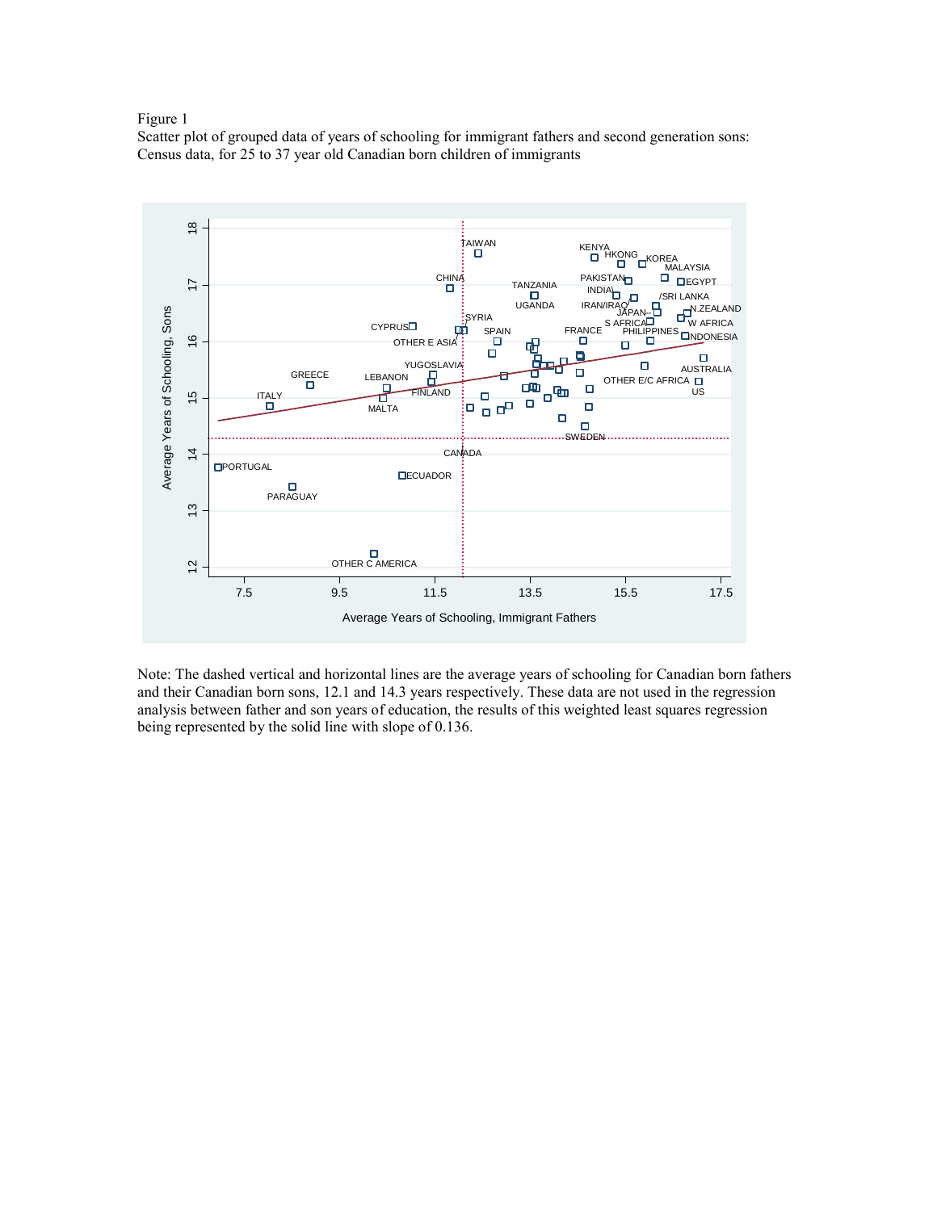Figure 1
Scatter plot of grouped data of years of schooling for immigrant fathers and second generation sons: Census data, for 25 to 37 year old Canadian born children of immigrants

Note: The dashed vertical and horizontal lines are the average years of schooling for Canadian born fathers and their Canadian born sons, 12.1 and 14.3 years respectively. These data are not used in the regression analysis between father and son years of education, the results of this weighted least squares regression being represented by the solid line with slope of 0.136.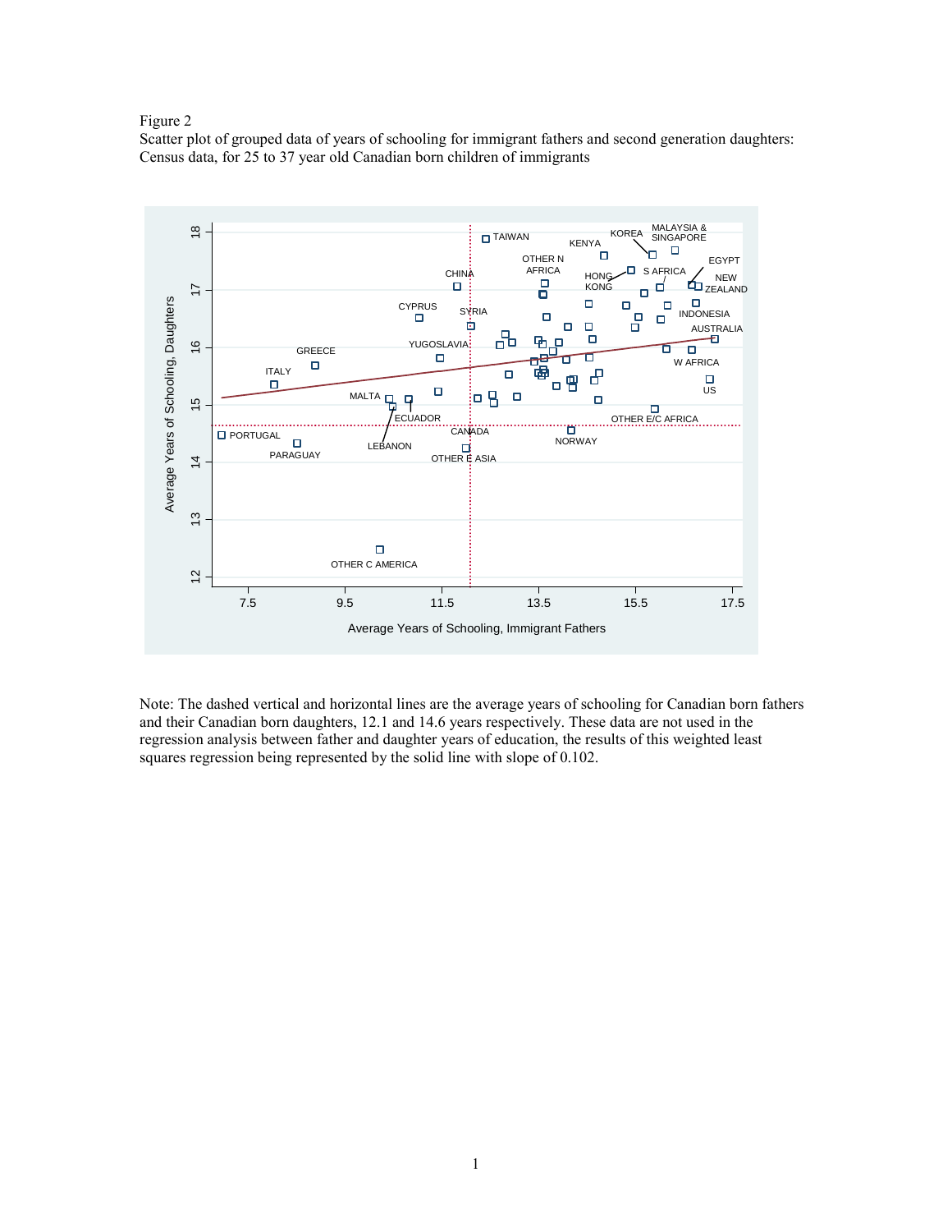Figure 2
Scatter plot of grouped data of years of schooling for immigrant fathers and second generation daughters: Census data, for 25 to 37 year old Canadian born children of immigrants

Average Years of Schooling, Daughters

12
13
14
15
16
17
18

Average Years of Schooling, Immigrant Fathers

7.5
9.5
11.5
13.5
15.5
17.5

TAIWAN
KOREA
MALAYSIA & SINGAPORE
KENYA
OTHER N AFRICA
CHINA
HONG KONG
S AFRICA
EGYPT
NEW ZEALAND
CYPRUS
SYRIA
INDONESIA
AUSTRALIA
GREECE
YUGOSLAVIA
W AFRICA
ITALY
US
MALTA
ECUADOR
OTHER E/C AFRICA
PORTUGAL
CANADA
LEBANON
NORWAY
PARAGUAY
OTHER E ASIA
OTHER C AMERICA

Note: The dashed vertical and horizontal lines are the average years of schooling for Canadian born fathers and their Canadian born daughters, 12.1 and 14.6 years respectively. These data are not used in the regression analysis between father and daughter years of education, the results of this weighted least squares regression being represented by the solid line with slope of 0.102.